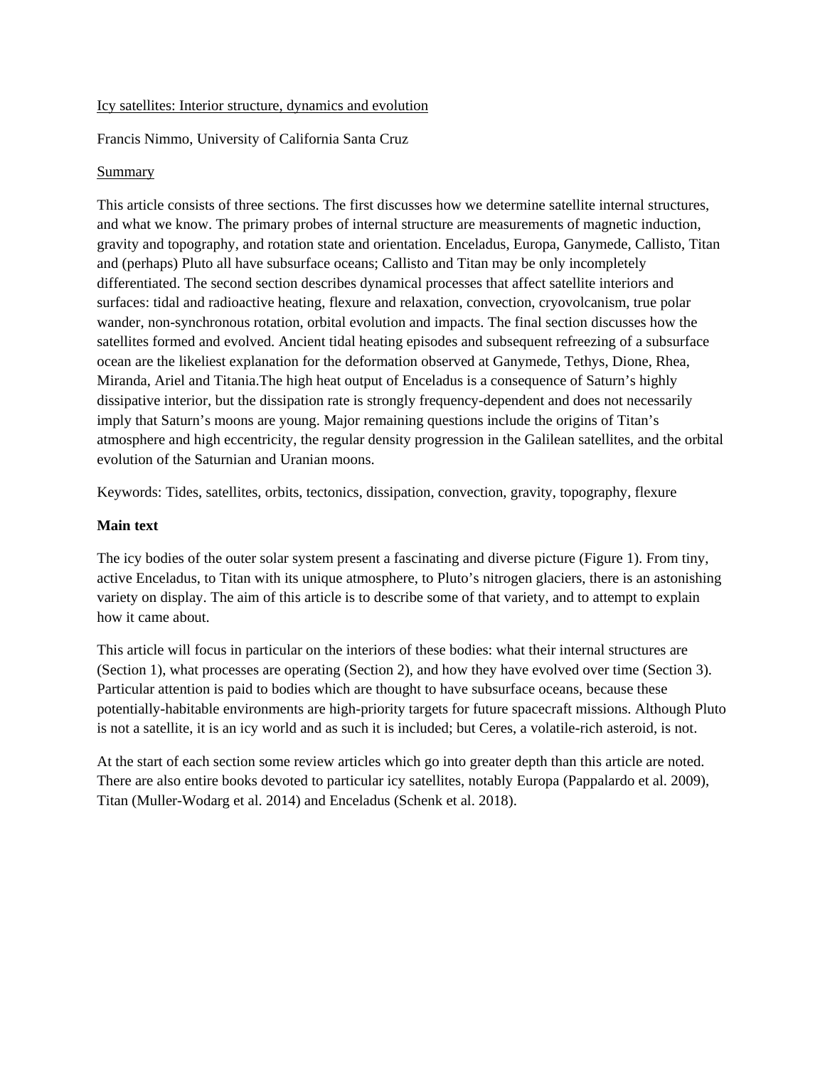# Icy satellites: Interior structure, dynamics and evolution

Francis Nimmo, University of California Santa Cruz

## Summary

This article consists of three sections. The first discusses how we determine satellite internal structures, and what we know. The primary probes of internal structure are measurements of magnetic induction, gravity and topography, and rotation state and orientation. Enceladus, Europa, Ganymede, Callisto, Titan and (perhaps) Pluto all have subsurface oceans; Callisto and Titan may be only incompletely differentiated. The second section describes dynamical processes that affect satellite interiors and surfaces: tidal and radioactive heating, flexure and relaxation, convection, cryovolcanism, true polar wander, non-synchronous rotation, orbital evolution and impacts. The final section discusses how the satellites formed and evolved. Ancient tidal heating episodes and subsequent refreezing of a subsurface ocean are the likeliest explanation for the deformation observed at Ganymede, Tethys, Dione, Rhea, Miranda, Ariel and Titania.The high heat output of Enceladus is a consequence of Saturn's highly dissipative interior, but the dissipation rate is strongly frequency-dependent and does not necessarily imply that Saturn's moons are young. Major remaining questions include the origins of Titan's atmosphere and high eccentricity, the regular density progression in the Galilean satellites, and the orbital evolution of the Saturnian and Uranian moons.

Keywords: Tides, satellites, orbits, tectonics, dissipation, convection, gravity, topography, flexure

## Main text

The icy bodies of the outer solar system present a fascinating and diverse picture (Figure 1). From tiny, active Enceladus, to Titan with its unique atmosphere, to Pluto's nitrogen glaciers, there is an astonishing variety on display. The aim of this article is to describe some of that variety, and to attempt to explain how it came about.

This article will focus in particular on the interiors of these bodies: what their internal structures are (Section 1), what processes are operating (Section 2), and how they have evolved over time (Section 3). Particular attention is paid to bodies which are thought to have subsurface oceans, because these potentially-habitable environments are high-priority targets for future spacecraft missions. Although Pluto is not a satellite, it is an icy world and as such it is included; but Ceres, a volatile-rich asteroid, is not.

At the start of each section some review articles which go into greater depth than this article are noted. There are also entire books devoted to particular icy satellites, notably Europa (Pappalardo et al. 2009), Titan (Muller-Wodarg et al. 2014) and Enceladus (Schenk et al. 2018).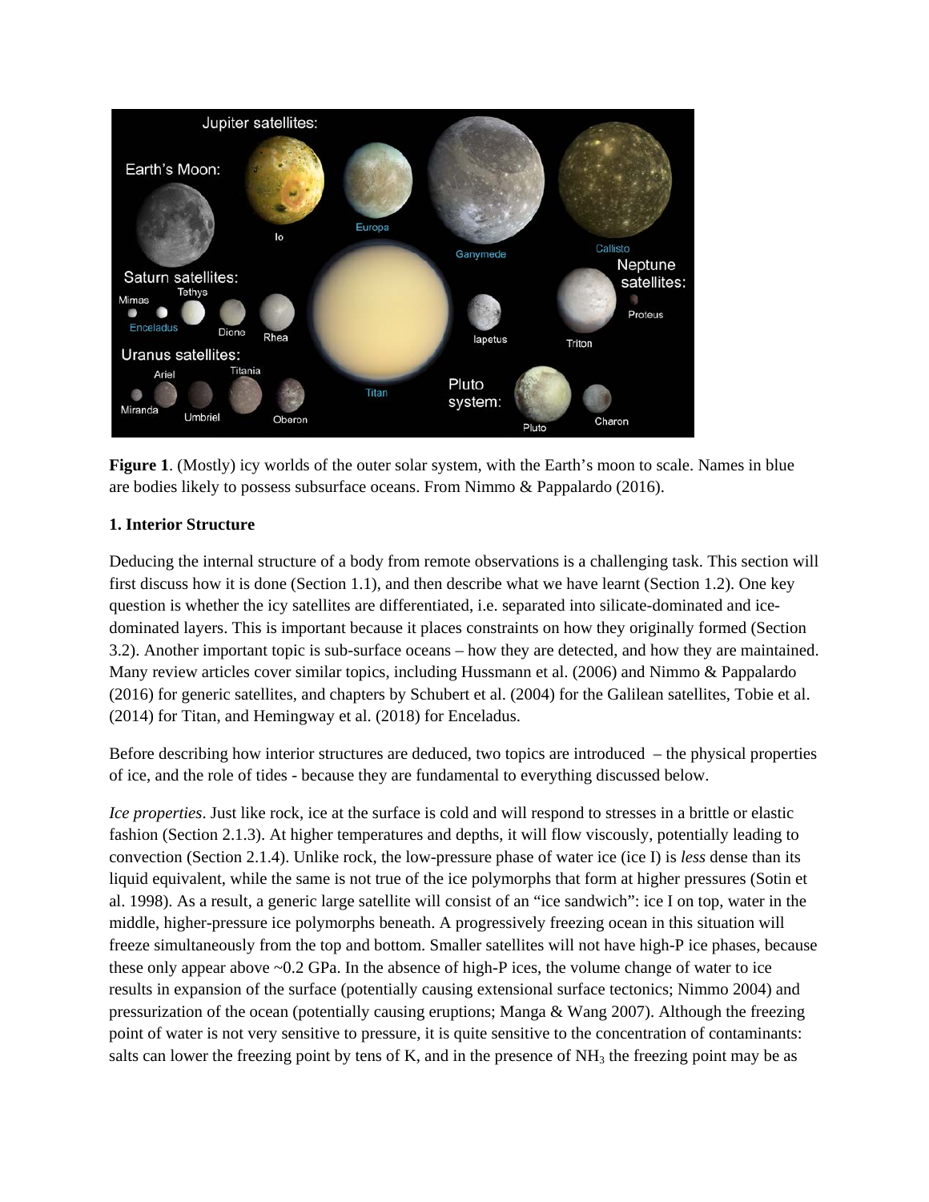**Figure 1**. (Mostly) icy worlds of the outer solar system, with the Earth's moon to scale. Names in blue are bodies likely to possess subsurface oceans. From Nimmo & Pappalardo (2016).

**1. Interior Structure**

Deducing the internal structure of a body from remote observations is a challenging task. This section will first discuss how it is done (Section 1.1), and then describe what we have learnt (Section 1.2). One key question is whether the icy satellites are differentiated, i.e. separated into silicate-dominated and ice-dominated layers. This is important because it places constraints on how they originally formed (Section 3.2). Another important topic is sub-surface oceans – how they are detected, and how they are maintained. Many review articles cover similar topics, including Hussmann et al. (2006) and Nimmo & Pappalardo (2016) for generic satellites, and chapters by Schubert et al. (2004) for the Galilean satellites, Tobie et al. (2014) for Titan, and Hemingway et al. (2018) for Enceladus.

Before describing how interior structures are deduced, two topics are introduced – the physical properties of ice, and the role of tides - because they are fundamental to everything discussed below.

*Ice properties*. Just like rock, ice at the surface is cold and will respond to stresses in a brittle or elastic fashion (Section 2.1.3). At higher temperatures and depths, it will flow viscously, potentially leading to convection (Section 2.1.4). Unlike rock, the low-pressure phase of water ice (ice I) is *less* dense than its liquid equivalent, while the same is not true of the ice polymorphs that form at higher pressures (Sotin et al. 1998). As a result, a generic large satellite will consist of an "ice sandwich": ice I on top, water in the middle, higher-pressure ice polymorphs beneath. A progressively freezing ocean in this situation will freeze simultaneously from the top and bottom. Smaller satellites will not have high-P ice phases, because these only appear above ~0.2 GPa. In the absence of high-P ices, the volume change of water to ice results in expansion of the surface (potentially causing extensional surface tectonics; Nimmo 2004) and pressurization of the ocean (potentially causing eruptions; Manga & Wang 2007). Although the freezing point of water is not very sensitive to pressure, it is quite sensitive to the concentration of contaminants: salts can lower the freezing point by tens of K, and in the presence of $NH_3$ the freezing point may be as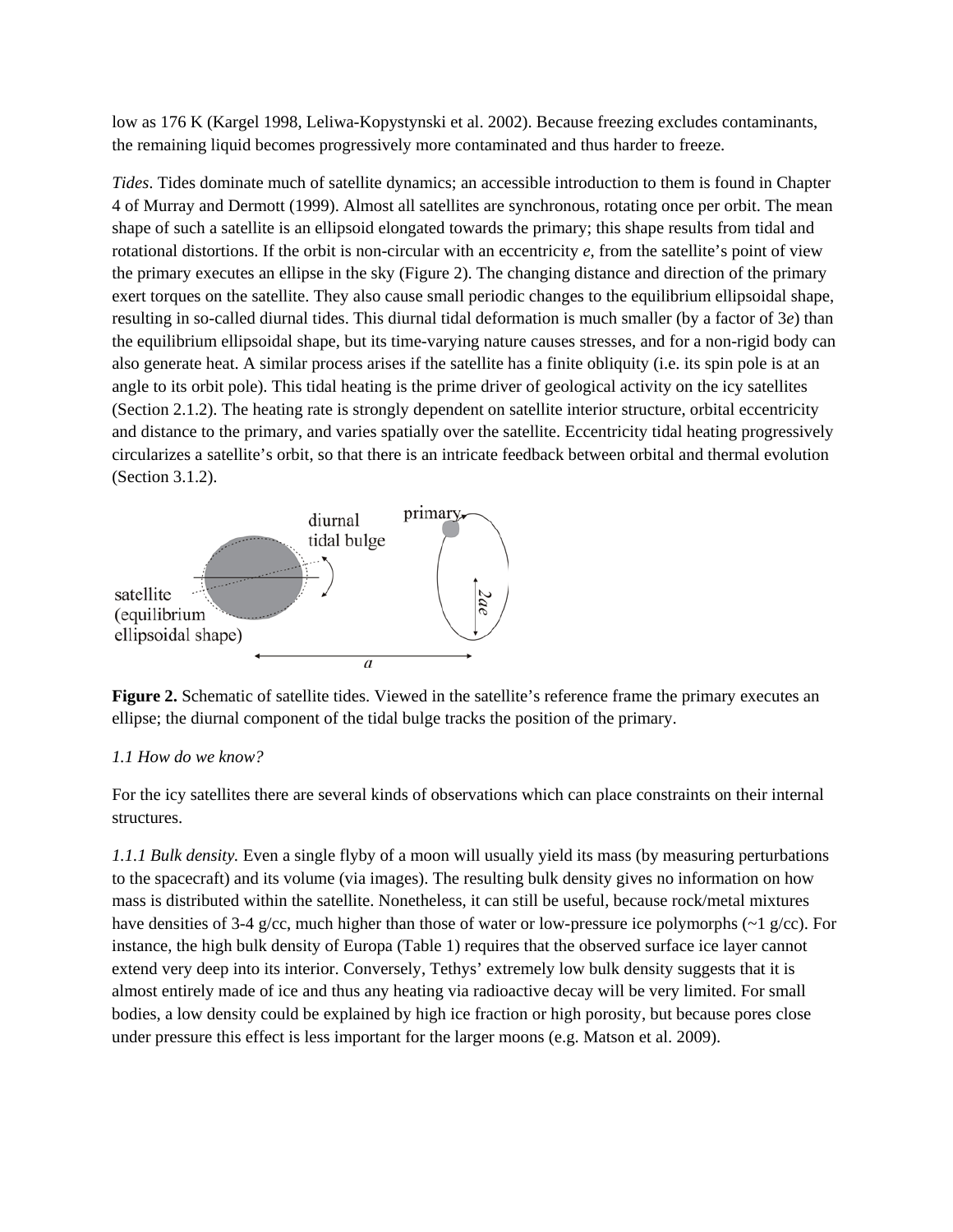low as 176 K (Kargel 1998, Leliwa-Kopystynski et al. 2002). Because freezing excludes contaminants, the remaining liquid becomes progressively more contaminated and thus harder to freeze.

*Tides*. Tides dominate much of satellite dynamics; an accessible introduction to them is found in Chapter 4 of Murray and Dermott (1999). Almost all satellites are synchronous, rotating once per orbit. The mean shape of such a satellite is an ellipsoid elongated towards the primary; this shape results from tidal and rotational distortions. If the orbit is non-circular with an eccentricity $e$, from the satellite's point of view the primary executes an ellipse in the sky (Figure 2). The changing distance and direction of the primary exert torques on the satellite. They also cause small periodic changes to the equilibrium ellipsoidal shape, resulting in so-called diurnal tides. This diurnal tidal deformation is much smaller (by a factor of $3e$) than the equilibrium ellipsoidal shape, but its time-varying nature causes stresses, and for a non-rigid body can also generate heat. A similar process arises if the satellite has a finite obliquity (i.e. its spin pole is at an angle to its orbit pole). This tidal heating is the prime driver of geological activity on the icy satellites (Section 2.1.2). The heating rate is strongly dependent on satellite interior structure, orbital eccentricity and distance to the primary, and varies spatially over the satellite. Eccentricity tidal heating progressively circularizes a satellite's orbit, so that there is an intricate feedback between orbital and thermal evolution (Section 3.1.2).

**Figure 2.** Schematic of satellite tides. Viewed in the satellite's reference frame the primary executes an ellipse; the diurnal component of the tidal bulge tracks the position of the primary.

*1.1 How do we know?*

For the icy satellites there are several kinds of observations which can place constraints on their internal structures.

*1.1.1 Bulk density.* Even a single flyby of a moon will usually yield its mass (by measuring perturbations to the spacecraft) and its volume (via images). The resulting bulk density gives no information on how mass is distributed within the satellite. Nonetheless, it can still be useful, because rock/metal mixtures have densities of 3-4 g/cc, much higher than those of water or low-pressure ice polymorphs (~1 g/cc). For instance, the high bulk density of Europa (Table 1) requires that the observed surface ice layer cannot extend very deep into its interior. Conversely, Tethys' extremely low bulk density suggests that it is almost entirely made of ice and thus any heating via radioactive decay will be very limited. For small bodies, a low density could be explained by high ice fraction or high porosity, but because pores close under pressure this effect is less important for the larger moons (e.g. Matson et al. 2009).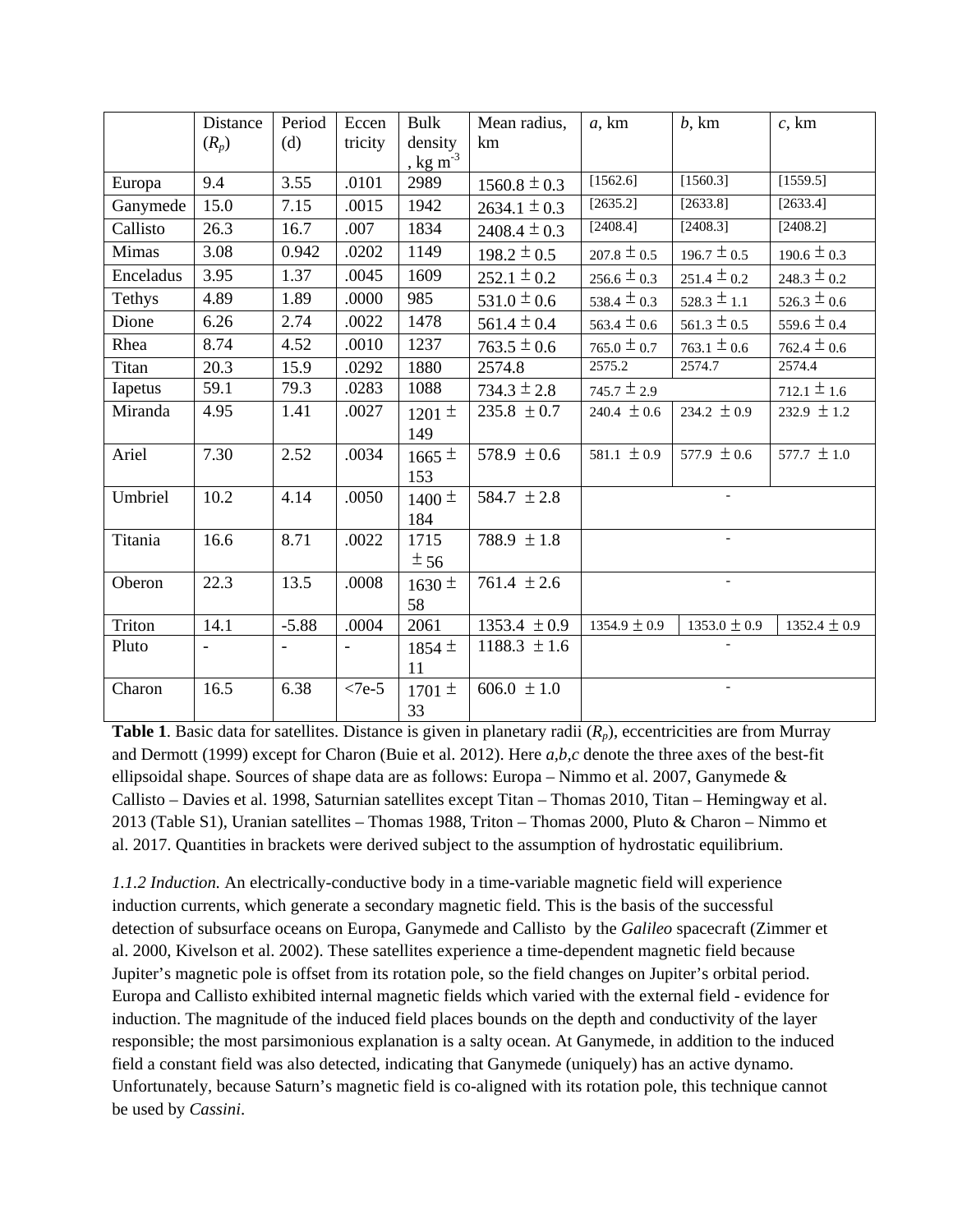| | Distance ($R_p$) | Period (d) | Eccentricity | Bulk density, kg m$^{-3}$ | Mean radius, km | *a*, km | *b*, km | *c*, km |
|---|---|---|---|---|---|---|---|---|
| Europa | 9.4 | 3.55 | .0101 | 2989 | 1560.8 ± 0.3 | [1562.6] | [1560.3] | [1559.5] |
| Ganymede | 15.0 | 7.15 | .0015 | 1942 | 2634.1 ± 0.3 | [2635.2] | [2633.8] | [2633.4] |
| Callisto | 26.3 | 16.7 | .007 | 1834 | 2408.4 ± 0.3 | [2408.4] | [2408.3] | [2408.2] |
| Mimas | 3.08 | 0.942 | .0202 | 1149 | 198.2 ± 0.5 | 207.8 ± 0.5 | 196.7 ± 0.5 | 190.6 ± 0.3 |
| Enceladus | 3.95 | 1.37 | .0045 | 1609 | 252.1 ± 0.2 | 256.6 ± 0.3 | 251.4 ± 0.2 | 248.3 ± 0.2 |
| Tethys | 4.89 | 1.89 | .0000 | 985 | 531.0 ± 0.6 | 538.4 ± 0.3 | 528.3 ± 1.1 | 526.3 ± 0.6 |
| Dione | 6.26 | 2.74 | .0022 | 1478 | 561.4 ± 0.4 | 563.4 ± 0.6 | 561.3 ± 0.5 | 559.6 ± 0.4 |
| Rhea | 8.74 | 4.52 | .0010 | 1237 | 763.5 ± 0.6 | 765.0 ± 0.7 | 763.1 ± 0.6 | 762.4 ± 0.6 |
| Titan | 20.3 | 15.9 | .0292 | 1880 | 2574.8 | 2575.2 | 2574.7 | 2574.4 |
| Iapetus | 59.1 | 79.3 | .0283 | 1088 | 734.3 ± 2.8 | 745.7 ± 2.9 | | 712.1 ± 1.6 |
| Miranda | 4.95 | 1.41 | .0027 | 1201 ± 149 | 235.8 ± 0.7 | 240.4 ± 0.6 | 234.2 ± 0.9 | 232.9 ± 1.2 |
| Ariel | 7.30 | 2.52 | .0034 | 1665 ± 153 | 578.9 ± 0.6 | 581.1 ± 0.9 | 577.9 ± 0.6 | 577.7 ± 1.0 |
| Umbriel | 10.2 | 4.14 | .0050 | 1400 ± 184 | 584.7 ± 2.8 | - | | |
| Titania | 16.6 | 8.71 | .0022 | 1715 ± 56 | 788.9 ± 1.8 | - | | |
| Oberon | 22.3 | 13.5 | .0008 | 1630 ± 58 | 761.4 ± 2.6 | - | | |
| Triton | 14.1 | -5.88 | .0004 | 2061 | 1353.4 ± 0.9 | 1354.9 ± 0.9 | 1353.0 ± 0.9 | 1352.4 ± 0.9 |
| Pluto | - | - | - | 1854 ± 11 | 1188.3 ± 1.6 | - | | |
| Charon | 16.5 | 6.38 | <7e-5 | 1701 ± 33 | 606.0 ± 1.0 | - | | |

**Table 1**. Basic data for satellites. Distance is given in planetary radii ($R_p$), eccentricities are from Murray and Dermott (1999) except for Charon (Buie et al. 2012). Here *a*,*b*,*c* denote the three axes of the best-fit ellipsoidal shape. Sources of shape data are as follows: Europa – Nimmo et al. 2007, Ganymede & Callisto – Davies et al. 1998, Saturnian satellites except Titan – Thomas 2010, Titan – Hemingway et al. 2013 (Table S1), Uranian satellites – Thomas 1988, Triton – Thomas 2000, Pluto & Charon – Nimmo et al. 2017. Quantities in brackets were derived subject to the assumption of hydrostatic equilibrium.

*1.1.2 Induction.* An electrically-conductive body in a time-variable magnetic field will experience induction currents, which generate a secondary magnetic field. This is the basis of the successful detection of subsurface oceans on Europa, Ganymede and Callisto by the *Galileo* spacecraft (Zimmer et al. 2000, Kivelson et al. 2002). These satellites experience a time-dependent magnetic field because Jupiter's magnetic pole is offset from its rotation pole, so the field changes on Jupiter's orbital period. Europa and Callisto exhibited internal magnetic fields which varied with the external field - evidence for induction. The magnitude of the induced field places bounds on the depth and conductivity of the layer responsible; the most parsimonious explanation is a salty ocean. At Ganymede, in addition to the induced field a constant field was also detected, indicating that Ganymede (uniquely) has an active dynamo. Unfortunately, because Saturn's magnetic field is co-aligned with its rotation pole, this technique cannot be used by *Cassini*.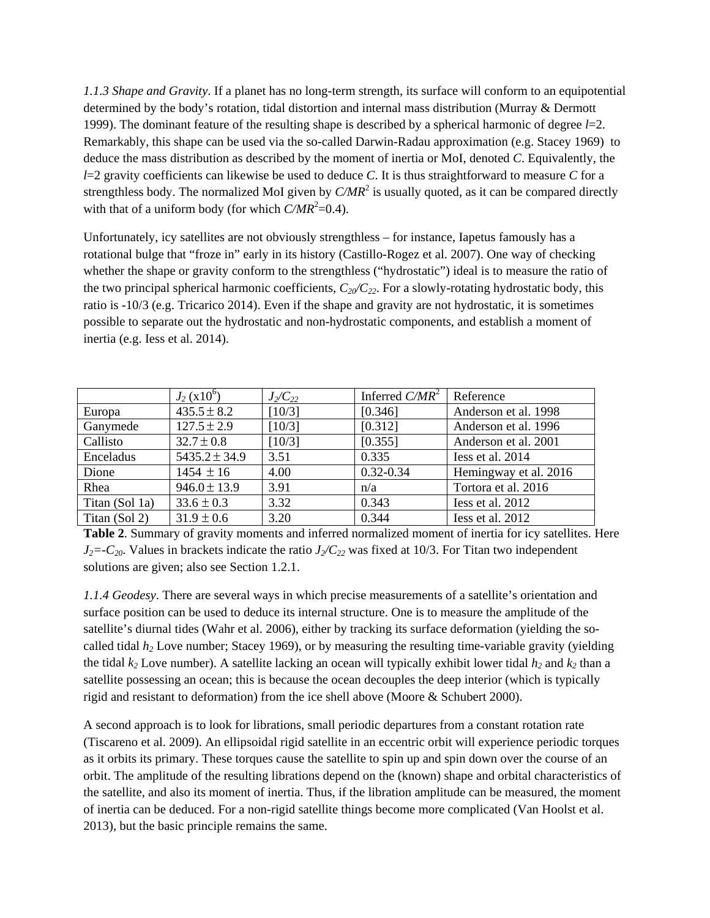*1.1.3 Shape and Gravity*. If a planet has no long-term strength, its surface will conform to an equipotential determined by the body's rotation, tidal distortion and internal mass distribution (Murray & Dermott 1999). The dominant feature of the resulting shape is described by a spherical harmonic of degree $l$=2. Remarkably, this shape can be used via the so-called Darwin-Radau approximation (e.g. Stacey 1969) to deduce the mass distribution as described by the moment of inertia or MoI, denoted $C$. Equivalently, the $l$=2 gravity coefficients can likewise be used to deduce $C$. It is thus straightforward to measure $C$ for a strengthless body. The normalized MoI given by $C/MR^2$ is usually quoted, as it can be compared directly with that of a uniform body (for which $C/MR^2$=0.4).

Unfortunately, icy satellites are not obviously strengthless – for instance, Iapetus famously has a rotational bulge that "froze in" early in its history (Castillo-Rogez et al. 2007). One way of checking whether the shape or gravity conform to the strengthless ("hydrostatic") ideal is to measure the ratio of the two principal spherical harmonic coefficients, $C_{20}/C_{22}$. For a slowly-rotating hydrostatic body, this ratio is -10/3 (e.g. Tricarico 2014). Even if the shape and gravity are not hydrostatic, it is sometimes possible to separate out the hydrostatic and non-hydrostatic components, and establish a moment of inertia (e.g. Iess et al. 2014).

| | $J_2$ (x10[6]) | $J_2/C_{22}$ | Inferred $C/MR^2$ | Reference |
|---|---|---|---|---|
| Europa | 435.5 ± 8.2 | [10/3] | [0.346] | Anderson et al. 1998 |
| Ganymede | 127.5 ± 2.9 | [10/3] | [0.312] | Anderson et al. 1996 |
| Callisto | 32.7 ± 0.8 | [10/3] | [0.355] | Anderson et al. 2001 |
| Enceladus | 5435.2 ± 34.9 | 3.51 | 0.335 | Iess et al. 2014 |
| Dione | 1454 ± 16 | 4.00 | 0.32-0.34 | Hemingway et al. 2016 |
| Rhea | 946.0 ± 13.9 | 3.91 | n/a | Tortora et al. 2016 |
| Titan (Sol 1a) | 33.6 ± 0.3 | 3.32 | 0.343 | Iess et al. 2012 |
| Titan (Sol 2) | 31.9 ± 0.6 | 3.20 | 0.344 | Iess et al. 2012 |

**Table 2**. Summary of gravity moments and inferred normalized moment of inertia for icy satellites. Here $J_2$=-$C_{20}$. Values in brackets indicate the ratio $J_2/C_{22}$ was fixed at 10/3. For Titan two independent solutions are given; also see Section 1.2.1.

*1.1.4 Geodesy*. There are several ways in which precise measurements of a satellite's orientation and surface position can be used to deduce its internal structure. One is to measure the amplitude of the satellite's diurnal tides (Wahr et al. 2006), either by tracking its surface deformation (yielding the so-called tidal $h_2$ Love number; Stacey 1969), or by measuring the resulting time-variable gravity (yielding the tidal $k_2$ Love number). A satellite lacking an ocean will typically exhibit lower tidal $h_2$ and $k_2$ than a satellite possessing an ocean; this is because the ocean decouples the deep interior (which is typically rigid and resistant to deformation) from the ice shell above (Moore & Schubert 2000).

A second approach is to look for librations, small periodic departures from a constant rotation rate (Tiscareno et al. 2009). An ellipsoidal rigid satellite in an eccentric orbit will experience periodic torques as it orbits its primary. These torques cause the satellite to spin up and spin down over the course of an orbit. The amplitude of the resulting librations depend on the (known) shape and orbital characteristics of the satellite, and also its moment of inertia. Thus, if the libration amplitude can be measured, the moment of inertia can be deduced. For a non-rigid satellite things become more complicated (Van Hoolst et al. 2013), but the basic principle remains the same.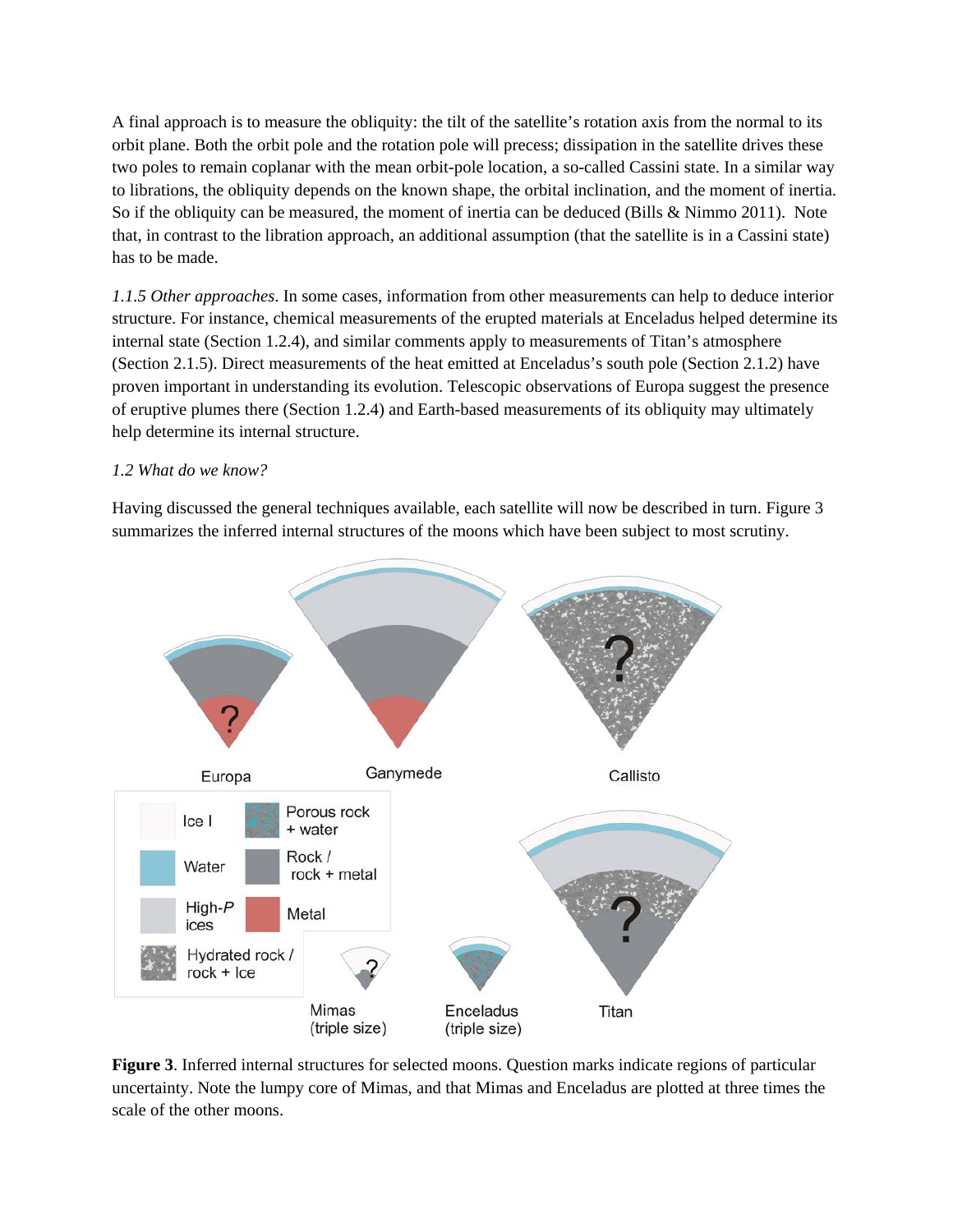A final approach is to measure the obliquity: the tilt of the satellite's rotation axis from the normal to its orbit plane. Both the orbit pole and the rotation pole will precess; dissipation in the satellite drives these two poles to remain coplanar with the mean orbit-pole location, a so-called Cassini state. In a similar way to librations, the obliquity depends on the known shape, the orbital inclination, and the moment of inertia. So if the obliquity can be measured, the moment of inertia can be deduced (Bills & Nimmo 2011). Note that, in contrast to the libration approach, an additional assumption (that the satellite is in a Cassini state) has to be made.

*1.1.5 Other approaches*. In some cases, information from other measurements can help to deduce interior structure. For instance, chemical measurements of the erupted materials at Enceladus helped determine its internal state (Section 1.2.4), and similar comments apply to measurements of Titan's atmosphere (Section 2.1.5). Direct measurements of the heat emitted at Enceladus's south pole (Section 2.1.2) have proven important in understanding its evolution. Telescopic observations of Europa suggest the presence of eruptive plumes there (Section 1.2.4) and Earth-based measurements of its obliquity may ultimately help determine its internal structure.

*1.2 What do we know?*

Having discussed the general techniques available, each satellite will now be described in turn. Figure 3 summarizes the inferred internal structures of the moons which have been subject to most scrutiny.

**Figure 3**. Inferred internal structures for selected moons. Question marks indicate regions of particular uncertainty. Note the lumpy core of Mimas, and that Mimas and Enceladus are plotted at three times the scale of the other moons.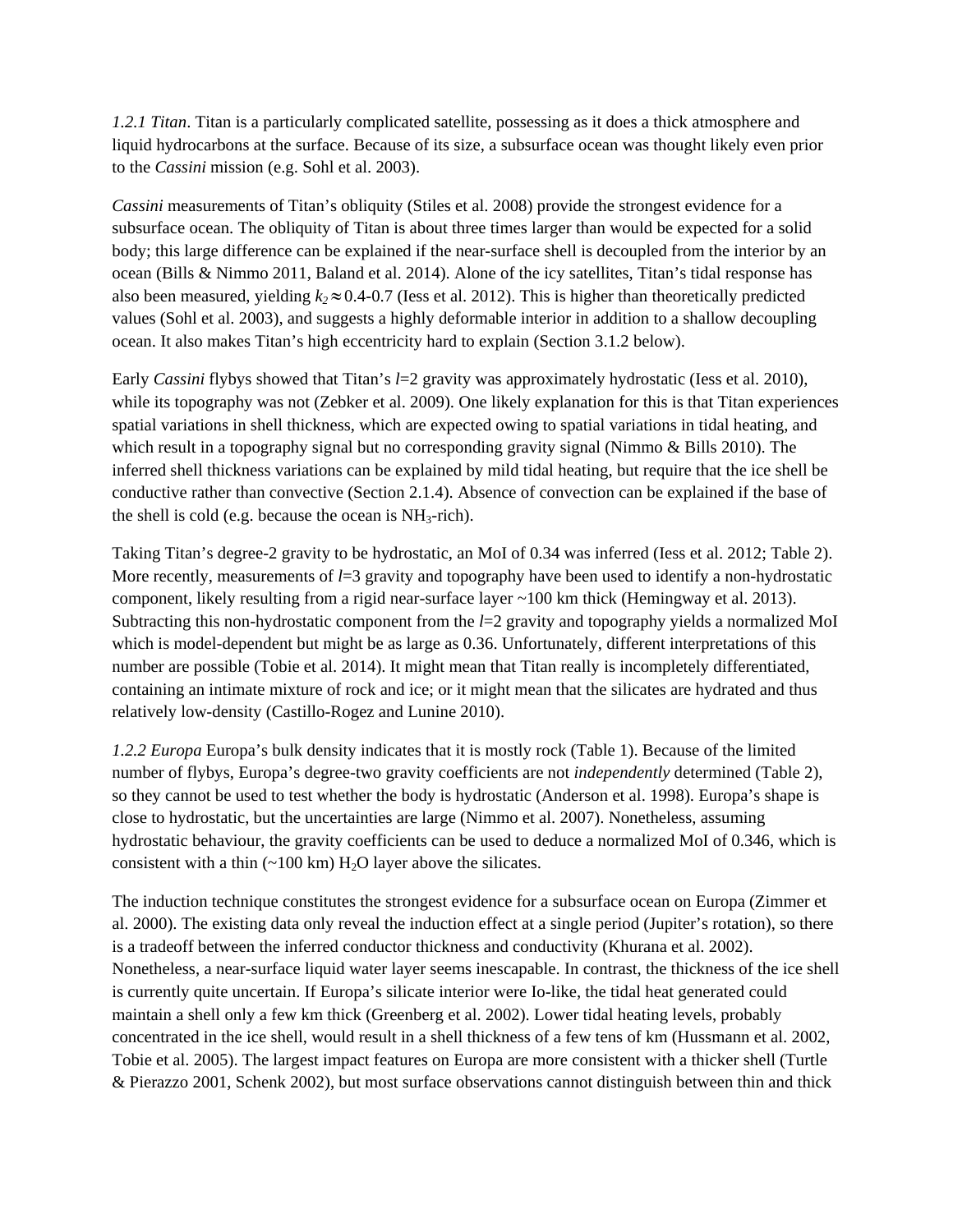*1.2.1 Titan*. Titan is a particularly complicated satellite, possessing as it does a thick atmosphere and liquid hydrocarbons at the surface. Because of its size, a subsurface ocean was thought likely even prior to the *Cassini* mission (e.g. Sohl et al. 2003).

*Cassini* measurements of Titan's obliquity (Stiles et al. 2008) provide the strongest evidence for a subsurface ocean. The obliquity of Titan is about three times larger than would be expected for a solid body; this large difference can be explained if the near-surface shell is decoupled from the interior by an ocean (Bills & Nimmo 2011, Baland et al. 2014). Alone of the icy satellites, Titan's tidal response has also been measured, yielding $k_2 \approx 0.4$-0.7 (Iess et al. 2012). This is higher than theoretically predicted values (Sohl et al. 2003), and suggests a highly deformable interior in addition to a shallow decoupling ocean. It also makes Titan's high eccentricity hard to explain (Section 3.1.2 below).

Early *Cassini* flybys showed that Titan's $l$=2 gravity was approximately hydrostatic (Iess et al. 2010), while its topography was not (Zebker et al. 2009). One likely explanation for this is that Titan experiences spatial variations in shell thickness, which are expected owing to spatial variations in tidal heating, and which result in a topography signal but no corresponding gravity signal (Nimmo & Bills 2010). The inferred shell thickness variations can be explained by mild tidal heating, but require that the ice shell be conductive rather than convective (Section 2.1.4). Absence of convection can be explained if the base of the shell is cold (e.g. because the ocean is $NH_3$-rich).

Taking Titan's degree-2 gravity to be hydrostatic, an MoI of 0.34 was inferred (Iess et al. 2012; Table 2). More recently, measurements of $l$=3 gravity and topography have been used to identify a non-hydrostatic component, likely resulting from a rigid near-surface layer ~100 km thick (Hemingway et al. 2013). Subtracting this non-hydrostatic component from the $l$=2 gravity and topography yields a normalized MoI which is model-dependent but might be as large as 0.36. Unfortunately, different interpretations of this number are possible (Tobie et al. 2014). It might mean that Titan really is incompletely differentiated, containing an intimate mixture of rock and ice; or it might mean that the silicates are hydrated and thus relatively low-density (Castillo-Rogez and Lunine 2010).

*1.2.2 Europa* Europa's bulk density indicates that it is mostly rock (Table 1). Because of the limited number of flybys, Europa's degree-two gravity coefficients are not *independently* determined (Table 2), so they cannot be used to test whether the body is hydrostatic (Anderson et al. 1998). Europa's shape is close to hydrostatic, but the uncertainties are large (Nimmo et al. 2007). Nonetheless, assuming hydrostatic behaviour, the gravity coefficients can be used to deduce a normalized MoI of 0.346, which is consistent with a thin (~100 km) $H_2O$ layer above the silicates.

The induction technique constitutes the strongest evidence for a subsurface ocean on Europa (Zimmer et al. 2000). The existing data only reveal the induction effect at a single period (Jupiter's rotation), so there is a tradeoff between the inferred conductor thickness and conductivity (Khurana et al. 2002). Nonetheless, a near-surface liquid water layer seems inescapable. In contrast, the thickness of the ice shell is currently quite uncertain. If Europa's silicate interior were Io-like, the tidal heat generated could maintain a shell only a few km thick (Greenberg et al. 2002). Lower tidal heating levels, probably concentrated in the ice shell, would result in a shell thickness of a few tens of km (Hussmann et al. 2002, Tobie et al. 2005). The largest impact features on Europa are more consistent with a thicker shell (Turtle & Pierazzo 2001, Schenk 2002), but most surface observations cannot distinguish between thin and thick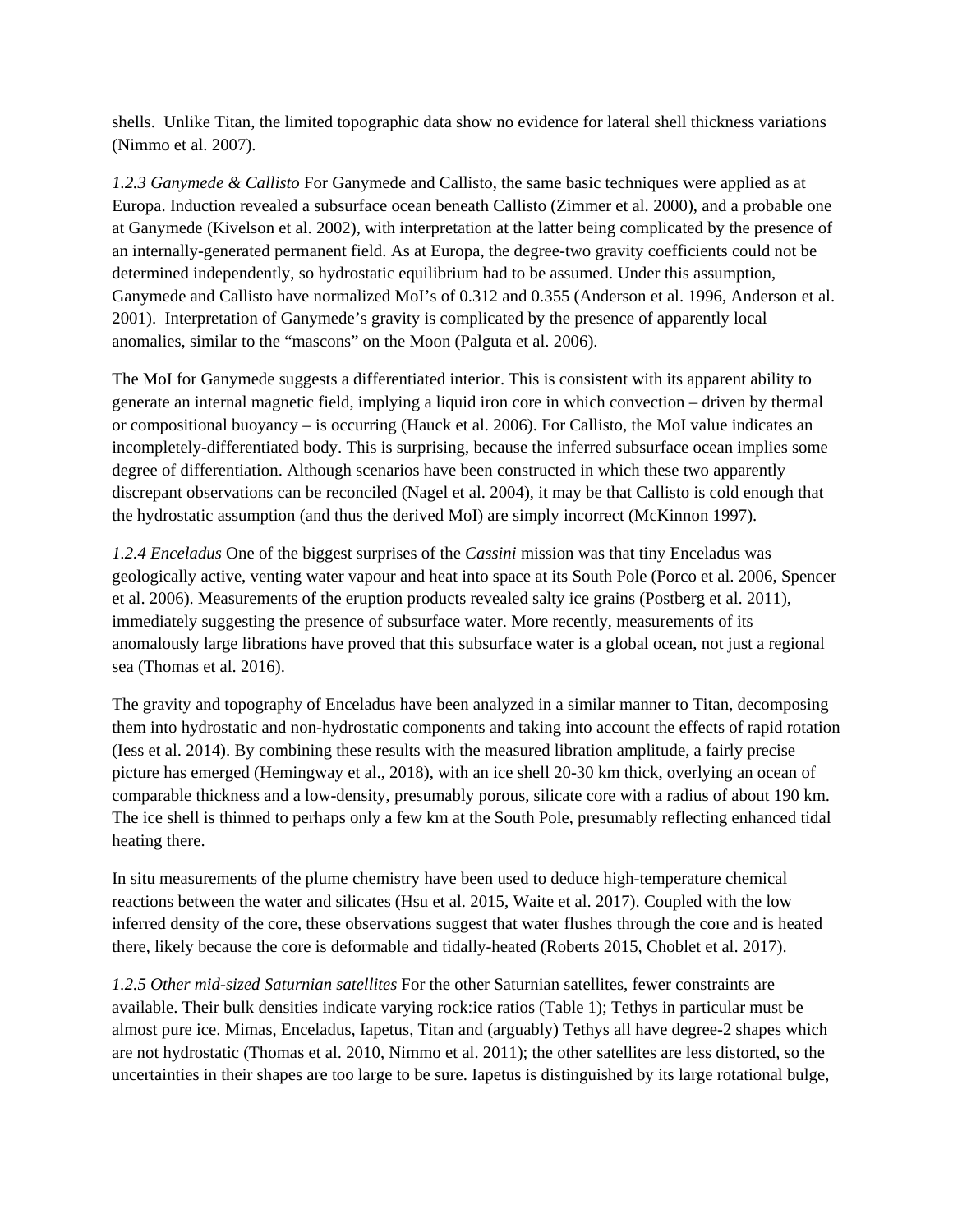shells. Unlike Titan, the limited topographic data show no evidence for lateral shell thickness variations (Nimmo et al. 2007).

*1.2.3 Ganymede & Callisto* For Ganymede and Callisto, the same basic techniques were applied as at Europa. Induction revealed a subsurface ocean beneath Callisto (Zimmer et al. 2000), and a probable one at Ganymede (Kivelson et al. 2002), with interpretation at the latter being complicated by the presence of an internally-generated permanent field. As at Europa, the degree-two gravity coefficients could not be determined independently, so hydrostatic equilibrium had to be assumed. Under this assumption, Ganymede and Callisto have normalized MoI's of 0.312 and 0.355 (Anderson et al. 1996, Anderson et al. 2001). Interpretation of Ganymede's gravity is complicated by the presence of apparently local anomalies, similar to the "mascons" on the Moon (Palguta et al. 2006).

The MoI for Ganymede suggests a differentiated interior. This is consistent with its apparent ability to generate an internal magnetic field, implying a liquid iron core in which convection – driven by thermal or compositional buoyancy – is occurring (Hauck et al. 2006). For Callisto, the MoI value indicates an incompletely-differentiated body. This is surprising, because the inferred subsurface ocean implies some degree of differentiation. Although scenarios have been constructed in which these two apparently discrepant observations can be reconciled (Nagel et al. 2004), it may be that Callisto is cold enough that the hydrostatic assumption (and thus the derived MoI) are simply incorrect (McKinnon 1997).

*1.2.4 Enceladus* One of the biggest surprises of the *Cassini* mission was that tiny Enceladus was geologically active, venting water vapour and heat into space at its South Pole (Porco et al. 2006, Spencer et al. 2006). Measurements of the eruption products revealed salty ice grains (Postberg et al. 2011), immediately suggesting the presence of subsurface water. More recently, measurements of its anomalously large librations have proved that this subsurface water is a global ocean, not just a regional sea (Thomas et al. 2016).

The gravity and topography of Enceladus have been analyzed in a similar manner to Titan, decomposing them into hydrostatic and non-hydrostatic components and taking into account the effects of rapid rotation (Iess et al. 2014). By combining these results with the measured libration amplitude, a fairly precise picture has emerged (Hemingway et al., 2018), with an ice shell 20-30 km thick, overlying an ocean of comparable thickness and a low-density, presumably porous, silicate core with a radius of about 190 km. The ice shell is thinned to perhaps only a few km at the South Pole, presumably reflecting enhanced tidal heating there.

In situ measurements of the plume chemistry have been used to deduce high-temperature chemical reactions between the water and silicates (Hsu et al. 2015, Waite et al. 2017). Coupled with the low inferred density of the core, these observations suggest that water flushes through the core and is heated there, likely because the core is deformable and tidally-heated (Roberts 2015, Choblet et al. 2017).

*1.2.5 Other mid-sized Saturnian satellites* For the other Saturnian satellites, fewer constraints are available. Their bulk densities indicate varying rock:ice ratios (Table 1); Tethys in particular must be almost pure ice. Mimas, Enceladus, Iapetus, Titan and (arguably) Tethys all have degree-2 shapes which are not hydrostatic (Thomas et al. 2010, Nimmo et al. 2011); the other satellites are less distorted, so the uncertainties in their shapes are too large to be sure. Iapetus is distinguished by its large rotational bulge,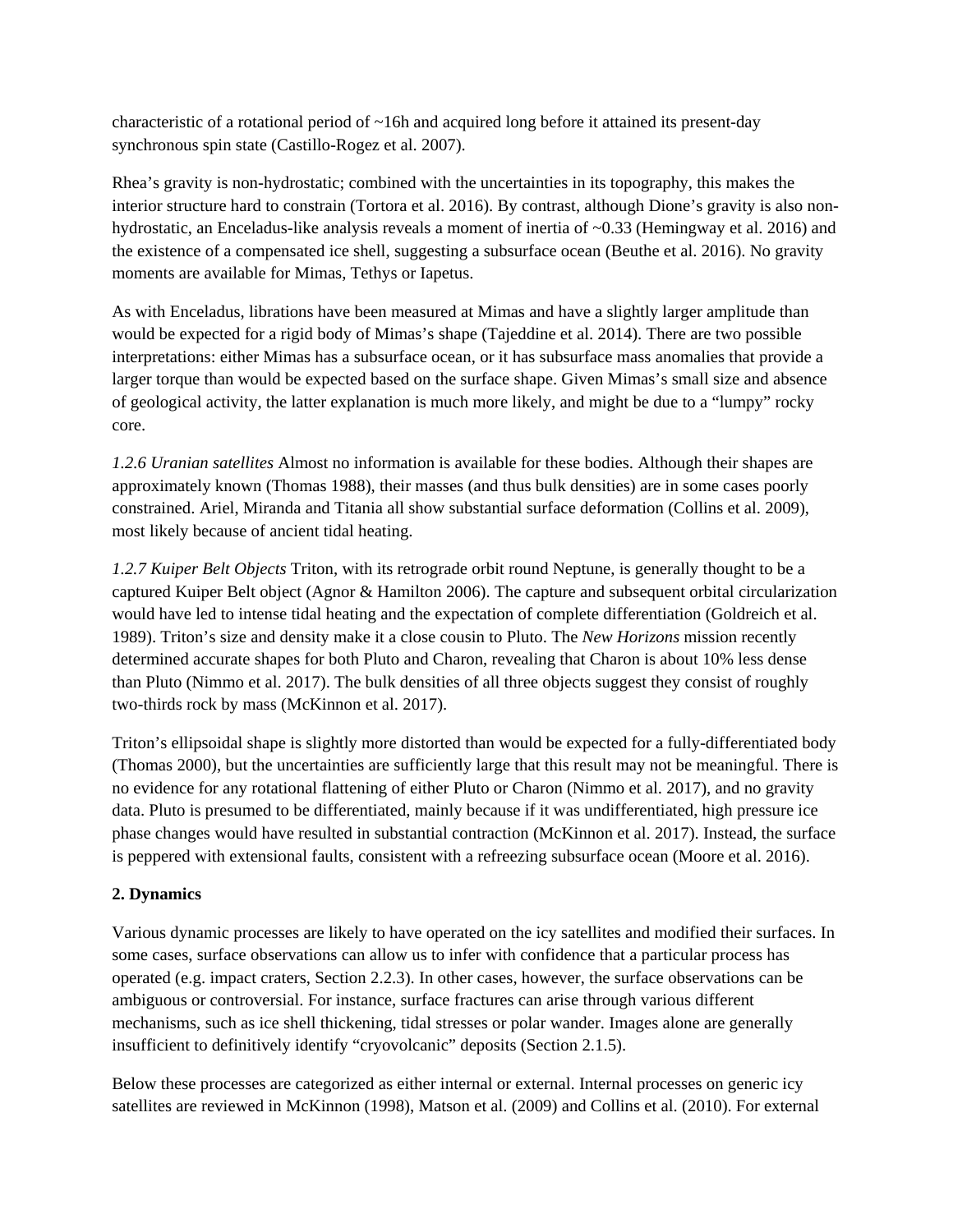characteristic of a rotational period of ~16h and acquired long before it attained its present-day synchronous spin state (Castillo-Rogez et al. 2007).

Rhea's gravity is non-hydrostatic; combined with the uncertainties in its topography, this makes the interior structure hard to constrain (Tortora et al. 2016). By contrast, although Dione's gravity is also non-hydrostatic, an Enceladus-like analysis reveals a moment of inertia of ~0.33 (Hemingway et al. 2016) and the existence of a compensated ice shell, suggesting a subsurface ocean (Beuthe et al. 2016). No gravity moments are available for Mimas, Tethys or Iapetus.

As with Enceladus, librations have been measured at Mimas and have a slightly larger amplitude than would be expected for a rigid body of Mimas's shape (Tajeddine et al. 2014). There are two possible interpretations: either Mimas has a subsurface ocean, or it has subsurface mass anomalies that provide a larger torque than would be expected based on the surface shape. Given Mimas's small size and absence of geological activity, the latter explanation is much more likely, and might be due to a "lumpy" rocky core.

*1.2.6 Uranian satellites* Almost no information is available for these bodies. Although their shapes are approximately known (Thomas 1988), their masses (and thus bulk densities) are in some cases poorly constrained. Ariel, Miranda and Titania all show substantial surface deformation (Collins et al. 2009), most likely because of ancient tidal heating.

*1.2.7 Kuiper Belt Objects* Triton, with its retrograde orbit round Neptune, is generally thought to be a captured Kuiper Belt object (Agnor & Hamilton 2006). The capture and subsequent orbital circularization would have led to intense tidal heating and the expectation of complete differentiation (Goldreich et al. 1989). Triton's size and density make it a close cousin to Pluto. The *New Horizons* mission recently determined accurate shapes for both Pluto and Charon, revealing that Charon is about 10% less dense than Pluto (Nimmo et al. 2017). The bulk densities of all three objects suggest they consist of roughly two-thirds rock by mass (McKinnon et al. 2017).

Triton's ellipsoidal shape is slightly more distorted than would be expected for a fully-differentiated body (Thomas 2000), but the uncertainties are sufficiently large that this result may not be meaningful. There is no evidence for any rotational flattening of either Pluto or Charon (Nimmo et al. 2017), and no gravity data. Pluto is presumed to be differentiated, mainly because if it was undifferentiated, high pressure ice phase changes would have resulted in substantial contraction (McKinnon et al. 2017). Instead, the surface is peppered with extensional faults, consistent with a refreezing subsurface ocean (Moore et al. 2016).

## 2. Dynamics

Various dynamic processes are likely to have operated on the icy satellites and modified their surfaces. In some cases, surface observations can allow us to infer with confidence that a particular process has operated (e.g. impact craters, Section 2.2.3). In other cases, however, the surface observations can be ambiguous or controversial. For instance, surface fractures can arise through various different mechanisms, such as ice shell thickening, tidal stresses or polar wander. Images alone are generally insufficient to definitively identify "cryovolcanic" deposits (Section 2.1.5).

Below these processes are categorized as either internal or external. Internal processes on generic icy satellites are reviewed in McKinnon (1998), Matson et al. (2009) and Collins et al. (2010). For external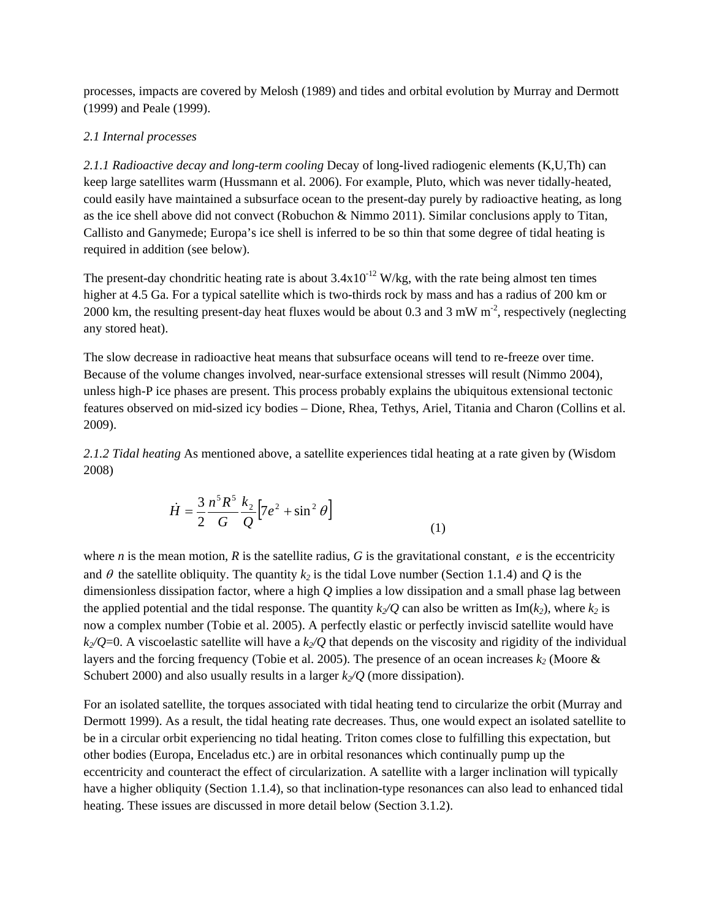processes, impacts are covered by Melosh (1989) and tides and orbital evolution by Murray and Dermott (1999) and Peale (1999).

*2.1 Internal processes*

*2.1.1 Radioactive decay and long-term cooling* Decay of long-lived radiogenic elements (K,U,Th) can keep large satellites warm (Hussmann et al. 2006). For example, Pluto, which was never tidally-heated, could easily have maintained a subsurface ocean to the present-day purely by radioactive heating, as long as the ice shell above did not convect (Robuchon & Nimmo 2011). Similar conclusions apply to Titan, Callisto and Ganymede; Europa's ice shell is inferred to be so thin that some degree of tidal heating is required in addition (see below).

The present-day chondritic heating rate is about $3.4\times10^{-12}$ W/kg, with the rate being almost ten times higher at 4.5 Ga. For a typical satellite which is two-thirds rock by mass and has a radius of 200 km or 2000 km, the resulting present-day heat fluxes would be about 0.3 and 3 mW $m^{-2}$, respectively (neglecting any stored heat).

The slow decrease in radioactive heat means that subsurface oceans will tend to re-freeze over time. Because of the volume changes involved, near-surface extensional stresses will result (Nimmo 2004), unless high-P ice phases are present. This process probably explains the ubiquitous extensional tectonic features observed on mid-sized icy bodies – Dione, Rhea, Tethys, Ariel, Titania and Charon (Collins et al. 2009).

*2.1.2 Tidal heating* As mentioned above, a satellite experiences tidal heating at a rate given by (Wisdom 2008)

$$\dot{H} = \frac{3}{2}\frac{n^5 R^5}{G}\frac{k_2}{Q}\left[7e^2 + \sin^2\theta\right] \quad (1)$$

where $n$ is the mean motion, $R$ is the satellite radius, $G$ is the gravitational constant, $e$ is the eccentricity and $\theta$ the satellite obliquity. The quantity $k_2$ is the tidal Love number (Section 1.1.4) and $Q$ is the dimensionless dissipation factor, where a high $Q$ implies a low dissipation and a small phase lag between the applied potential and the tidal response. The quantity $k_2/Q$ can also be written as Im($k_2$), where $k_2$ is now a complex number (Tobie et al. 2005). A perfectly elastic or perfectly inviscid satellite would have $k_2/Q$=0. A viscoelastic satellite will have a $k_2/Q$ that depends on the viscosity and rigidity of the individual layers and the forcing frequency (Tobie et al. 2005). The presence of an ocean increases $k_2$ (Moore & Schubert 2000) and also usually results in a larger $k_2/Q$ (more dissipation).

For an isolated satellite, the torques associated with tidal heating tend to circularize the orbit (Murray and Dermott 1999). As a result, the tidal heating rate decreases. Thus, one would expect an isolated satellite to be in a circular orbit experiencing no tidal heating. Triton comes close to fulfilling this expectation, but other bodies (Europa, Enceladus etc.) are in orbital resonances which continually pump up the eccentricity and counteract the effect of circularization. A satellite with a larger inclination will typically have a higher obliquity (Section 1.1.4), so that inclination-type resonances can also lead to enhanced tidal heating. These issues are discussed in more detail below (Section 3.1.2).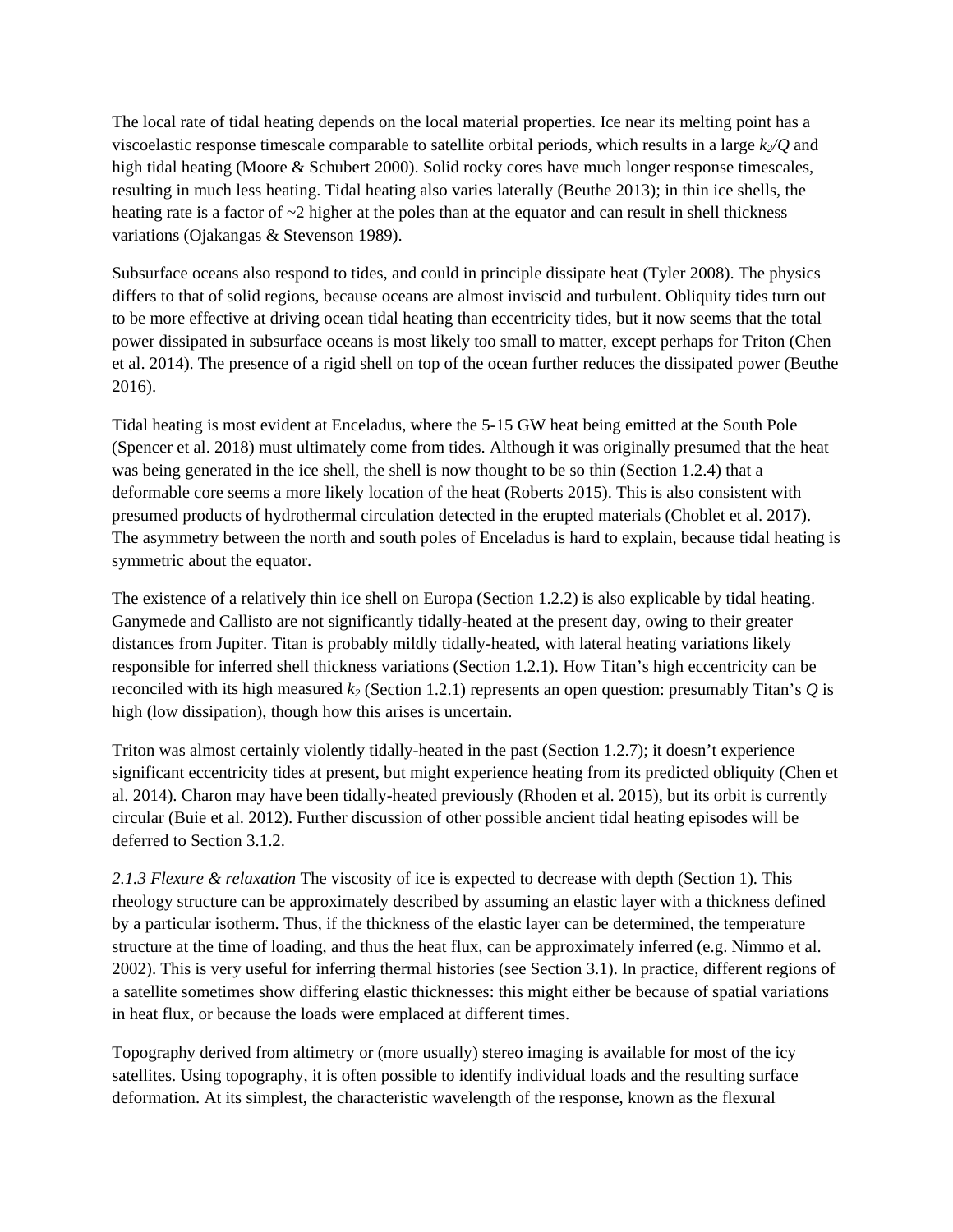The local rate of tidal heating depends on the local material properties. Ice near its melting point has a viscoelastic response timescale comparable to satellite orbital periods, which results in a large $k_2/Q$ and high tidal heating (Moore & Schubert 2000). Solid rocky cores have much longer response timescales, resulting in much less heating. Tidal heating also varies laterally (Beuthe 2013); in thin ice shells, the heating rate is a factor of ~2 higher at the poles than at the equator and can result in shell thickness variations (Ojakangas & Stevenson 1989).

Subsurface oceans also respond to tides, and could in principle dissipate heat (Tyler 2008). The physics differs to that of solid regions, because oceans are almost inviscid and turbulent. Obliquity tides turn out to be more effective at driving ocean tidal heating than eccentricity tides, but it now seems that the total power dissipated in subsurface oceans is most likely too small to matter, except perhaps for Triton (Chen et al. 2014). The presence of a rigid shell on top of the ocean further reduces the dissipated power (Beuthe 2016).

Tidal heating is most evident at Enceladus, where the 5-15 GW heat being emitted at the South Pole (Spencer et al. 2018) must ultimately come from tides. Although it was originally presumed that the heat was being generated in the ice shell, the shell is now thought to be so thin (Section 1.2.4) that a deformable core seems a more likely location of the heat (Roberts 2015). This is also consistent with presumed products of hydrothermal circulation detected in the erupted materials (Choblet et al. 2017). The asymmetry between the north and south poles of Enceladus is hard to explain, because tidal heating is symmetric about the equator.

The existence of a relatively thin ice shell on Europa (Section 1.2.2) is also explicable by tidal heating. Ganymede and Callisto are not significantly tidally-heated at the present day, owing to their greater distances from Jupiter. Titan is probably mildly tidally-heated, with lateral heating variations likely responsible for inferred shell thickness variations (Section 1.2.1). How Titan's high eccentricity can be reconciled with its high measured $k_2$ (Section 1.2.1) represents an open question: presumably Titan's $Q$ is high (low dissipation), though how this arises is uncertain.

Triton was almost certainly violently tidally-heated in the past (Section 1.2.7); it doesn't experience significant eccentricity tides at present, but might experience heating from its predicted obliquity (Chen et al. 2014). Charon may have been tidally-heated previously (Rhoden et al. 2015), but its orbit is currently circular (Buie et al. 2012). Further discussion of other possible ancient tidal heating episodes will be deferred to Section 3.1.2.

*2.1.3 Flexure & relaxation* The viscosity of ice is expected to decrease with depth (Section 1). This rheology structure can be approximately described by assuming an elastic layer with a thickness defined by a particular isotherm. Thus, if the thickness of the elastic layer can be determined, the temperature structure at the time of loading, and thus the heat flux, can be approximately inferred (e.g. Nimmo et al. 2002). This is very useful for inferring thermal histories (see Section 3.1). In practice, different regions of a satellite sometimes show differing elastic thicknesses: this might either be because of spatial variations in heat flux, or because the loads were emplaced at different times.

Topography derived from altimetry or (more usually) stereo imaging is available for most of the icy satellites. Using topography, it is often possible to identify individual loads and the resulting surface deformation. At its simplest, the characteristic wavelength of the response, known as the flexural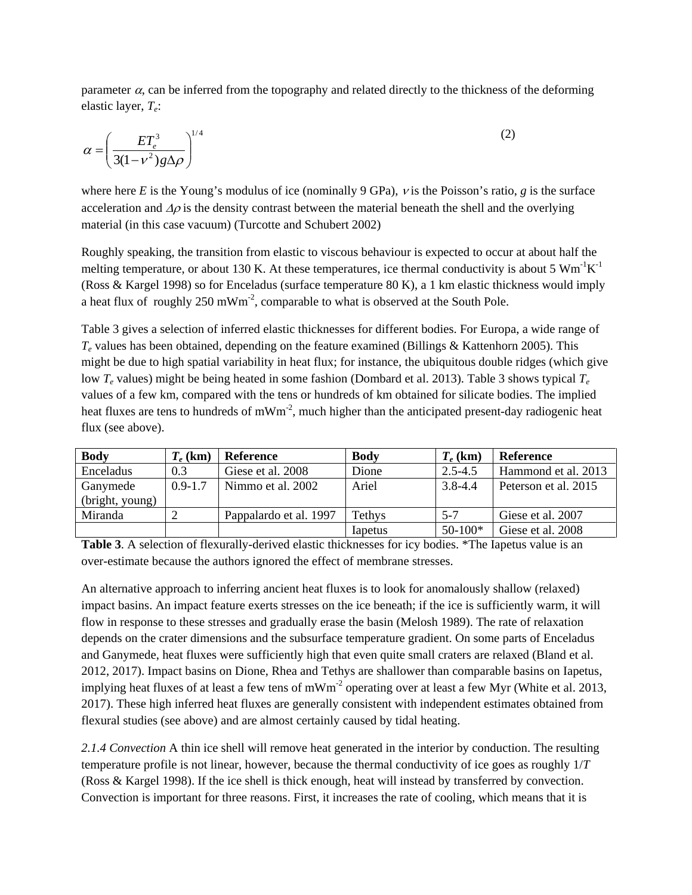parameter $\alpha$, can be inferred from the topography and related directly to the thickness of the deforming elastic layer, $T_e$:

$$\alpha = \left( \frac{E T_e^3}{3(1-\nu^2) g \Delta\rho} \right)^{1/4} \tag{2}$$

where here $E$ is the Young's modulus of ice (nominally 9 GPa), $\nu$ is the Poisson's ratio, $g$ is the surface acceleration and $\Delta\rho$ is the density contrast between the material beneath the shell and the overlying material (in this case vacuum) (Turcotte and Schubert 2002)

Roughly speaking, the transition from elastic to viscous behaviour is expected to occur at about half the melting temperature, or about 130 K. At these temperatures, ice thermal conductivity is about 5 $\mathrm{Wm^{-1}K^{-1}}$ (Ross & Kargel 1998) so for Enceladus (surface temperature 80 K), a 1 km elastic thickness would imply a heat flux of roughly 250 $\mathrm{mWm^{-2}}$, comparable to what is observed at the South Pole.

Table 3 gives a selection of inferred elastic thicknesses for different bodies. For Europa, a wide range of $T_e$ values has been obtained, depending on the feature examined (Billings & Kattenhorn 2005). This might be due to high spatial variability in heat flux; for instance, the ubiquitous double ridges (which give low $T_e$ values) might be being heated in some fashion (Dombard et al. 2013). Table 3 shows typical $T_e$ values of a few km, compared with the tens or hundreds of km obtained for silicate bodies. The implied heat fluxes are tens to hundreds of $\mathrm{mWm^{-2}}$, much higher than the anticipated present-day radiogenic heat flux (see above).

| Body | $T_e$ (km) | Reference | Body | $T_e$ (km) | Reference |
|---|---|---|---|---|---|
| Enceladus | 0.3 | Giese et al. 2008 | Dione | 2.5-4.5 | Hammond et al. 2013 |
| Ganymede (bright, young) | 0.9-1.7 | Nimmo et al. 2002 | Ariel | 3.8-4.4 | Peterson et al. 2015 |
| Miranda | 2 | Pappalardo et al. 1997 | Tethys | 5-7 | Giese et al. 2007 |
| | | | Iapetus | 50-100* | Giese et al. 2008 |

**Table 3**. A selection of flexurally-derived elastic thicknesses for icy bodies. *The Iapetus value is an over-estimate because the authors ignored the effect of membrane stresses.

An alternative approach to inferring ancient heat fluxes is to look for anomalously shallow (relaxed) impact basins. An impact feature exerts stresses on the ice beneath; if the ice is sufficiently warm, it will flow in response to these stresses and gradually erase the basin (Melosh 1989). The rate of relaxation depends on the crater dimensions and the subsurface temperature gradient. On some parts of Enceladus and Ganymede, heat fluxes were sufficiently high that even quite small craters are relaxed (Bland et al. 2012, 2017). Impact basins on Dione, Rhea and Tethys are shallower than comparable basins on Iapetus, implying heat fluxes of at least a few tens of $\mathrm{mWm^{-2}}$ operating over at least a few Myr (White et al. 2013, 2017). These high inferred heat fluxes are generally consistent with independent estimates obtained from flexural studies (see above) and are almost certainly caused by tidal heating.

*2.1.4 Convection* A thin ice shell will remove heat generated in the interior by conduction. The resulting temperature profile is not linear, however, because the thermal conductivity of ice goes as roughly $1/T$ (Ross & Kargel 1998). If the ice shell is thick enough, heat will instead by transferred by convection. Convection is important for three reasons. First, it increases the rate of cooling, which means that it is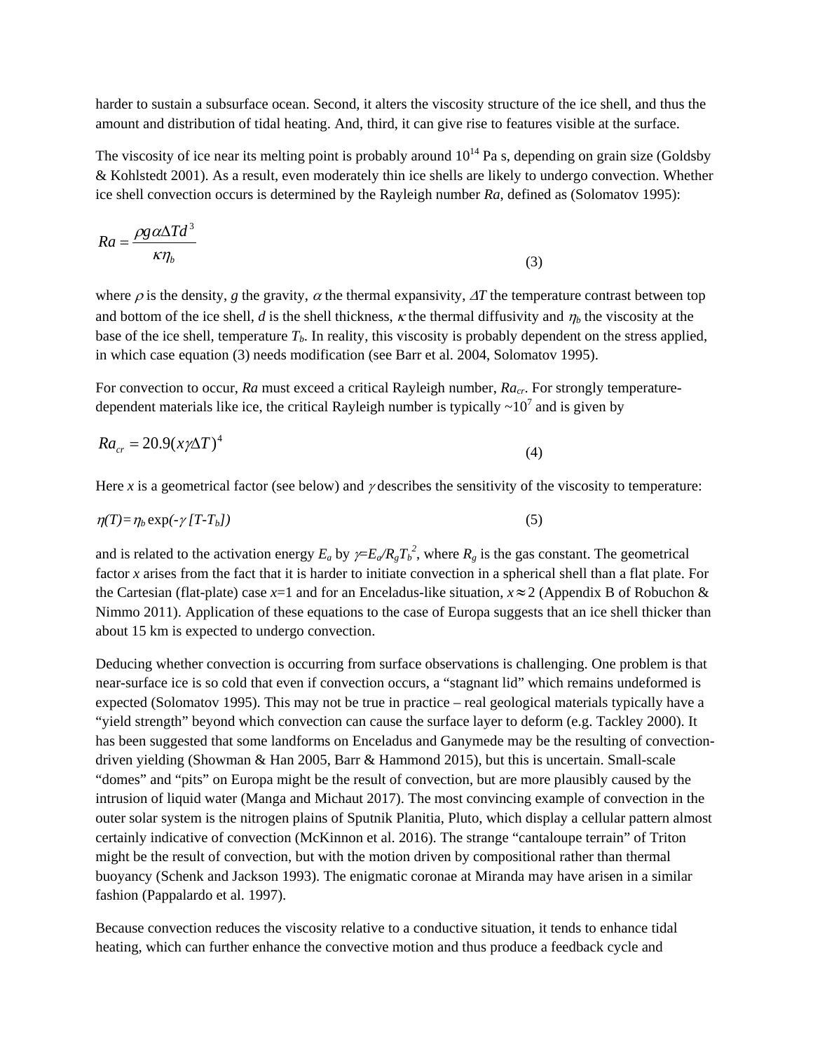harder to sustain a subsurface ocean. Second, it alters the viscosity structure of the ice shell, and thus the amount and distribution of tidal heating. And, third, it can give rise to features visible at the surface.

The viscosity of ice near its melting point is probably around $10^{14}$ Pa s, depending on grain size (Goldsby & Kohlstedt 2001). As a result, even moderately thin ice shells are likely to undergo convection. Whether ice shell convection occurs is determined by the Rayleigh number *Ra*, defined as (Solomatov 1995):

$$Ra = \frac{\rho g \alpha \Delta T d^3}{\kappa \eta_b} \tag{3}$$

where $\rho$ is the density, $g$ the gravity, $\alpha$ the thermal expansivity, $\Delta T$ the temperature contrast between top and bottom of the ice shell, $d$ is the shell thickness, $\kappa$ the thermal diffusivity and $\eta_b$ the viscosity at the base of the ice shell, temperature $T_b$. In reality, this viscosity is probably dependent on the stress applied, in which case equation (3) needs modification (see Barr et al. 2004, Solomatov 1995).

For convection to occur, *Ra* must exceed a critical Rayleigh number, $Ra_{cr}$. For strongly temperature-dependent materials like ice, the critical Rayleigh number is typically ~$10^7$ and is given by

$$Ra_{cr} = 20.9(x\gamma\Delta T)^4 \tag{4}$$

Here $x$ is a geometrical factor (see below) and $\gamma$ describes the sensitivity of the viscosity to temperature:

$$\eta(T)=\eta_b \exp(-\gamma\,[T-T_b]) \tag{5}$$

and is related to the activation energy $E_a$ by $\gamma=E_a/R_gT_b^2$, where $R_g$ is the gas constant. The geometrical factor $x$ arises from the fact that it is harder to initiate convection in a spherical shell than a flat plate. For the Cartesian (flat-plate) case $x$=1 and for an Enceladus-like situation, $x \approx 2$ (Appendix B of Robuchon & Nimmo 2011). Application of these equations to the case of Europa suggests that an ice shell thicker than about 15 km is expected to undergo convection.

Deducing whether convection is occurring from surface observations is challenging. One problem is that near-surface ice is so cold that even if convection occurs, a "stagnant lid" which remains undeformed is expected (Solomatov 1995). This may not be true in practice – real geological materials typically have a "yield strength" beyond which convection can cause the surface layer to deform (e.g. Tackley 2000). It has been suggested that some landforms on Enceladus and Ganymede may be the resulting of convection-driven yielding (Showman & Han 2005, Barr & Hammond 2015), but this is uncertain. Small-scale "domes" and "pits" on Europa might be the result of convection, but are more plausibly caused by the intrusion of liquid water (Manga and Michaut 2017). The most convincing example of convection in the outer solar system is the nitrogen plains of Sputnik Planitia, Pluto, which display a cellular pattern almost certainly indicative of convection (McKinnon et al. 2016). The strange "cantaloupe terrain" of Triton might be the result of convection, but with the motion driven by compositional rather than thermal buoyancy (Schenk and Jackson 1993). The enigmatic coronae at Miranda may have arisen in a similar fashion (Pappalardo et al. 1997).

Because convection reduces the viscosity relative to a conductive situation, it tends to enhance tidal heating, which can further enhance the convective motion and thus produce a feedback cycle and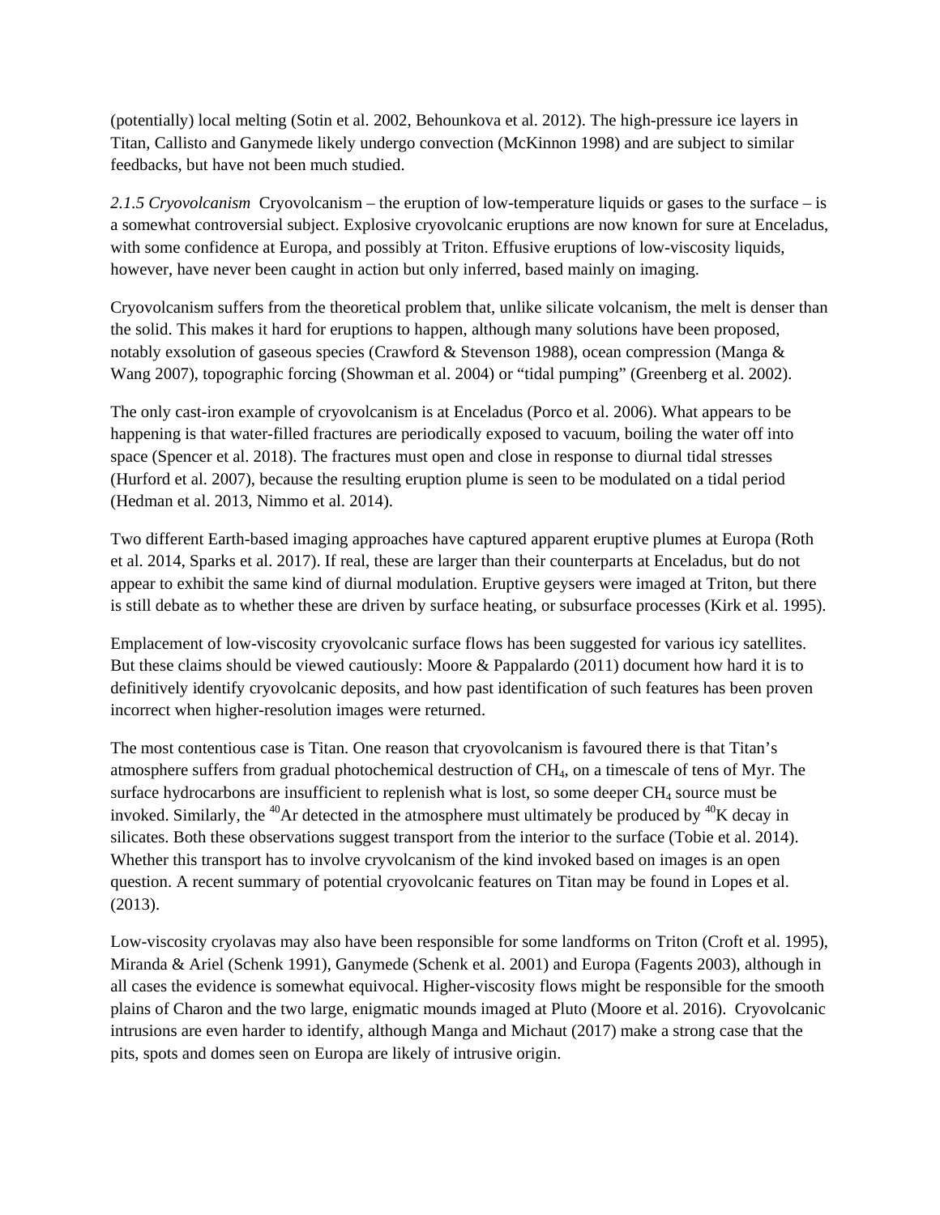(potentially) local melting (Sotin et al. 2002, Behounkova et al. 2012). The high-pressure ice layers in Titan, Callisto and Ganymede likely undergo convection (McKinnon 1998) and are subject to similar feedbacks, but have not been much studied.

*2.1.5 Cryovolcanism* Cryovolcanism – the eruption of low-temperature liquids or gases to the surface – is a somewhat controversial subject. Explosive cryovolcanic eruptions are now known for sure at Enceladus, with some confidence at Europa, and possibly at Triton. Effusive eruptions of low-viscosity liquids, however, have never been caught in action but only inferred, based mainly on imaging.

Cryovolcanism suffers from the theoretical problem that, unlike silicate volcanism, the melt is denser than the solid. This makes it hard for eruptions to happen, although many solutions have been proposed, notably exsolution of gaseous species (Crawford & Stevenson 1988), ocean compression (Manga & Wang 2007), topographic forcing (Showman et al. 2004) or "tidal pumping" (Greenberg et al. 2002).

The only cast-iron example of cryovolcanism is at Enceladus (Porco et al. 2006). What appears to be happening is that water-filled fractures are periodically exposed to vacuum, boiling the water off into space (Spencer et al. 2018). The fractures must open and close in response to diurnal tidal stresses (Hurford et al. 2007), because the resulting eruption plume is seen to be modulated on a tidal period (Hedman et al. 2013, Nimmo et al. 2014).

Two different Earth-based imaging approaches have captured apparent eruptive plumes at Europa (Roth et al. 2014, Sparks et al. 2017). If real, these are larger than their counterparts at Enceladus, but do not appear to exhibit the same kind of diurnal modulation. Eruptive geysers were imaged at Triton, but there is still debate as to whether these are driven by surface heating, or subsurface processes (Kirk et al. 1995).

Emplacement of low-viscosity cryovolcanic surface flows has been suggested for various icy satellites. But these claims should be viewed cautiously: Moore & Pappalardo (2011) document how hard it is to definitively identify cryovolcanic deposits, and how past identification of such features has been proven incorrect when higher-resolution images were returned.

The most contentious case is Titan. One reason that cryovolcanism is favoured there is that Titan's atmosphere suffers from gradual photochemical destruction of $CH_4$, on a timescale of tens of Myr. The surface hydrocarbons are insufficient to replenish what is lost, so some deeper $CH_4$ source must be invoked. Similarly, the $^{40}Ar$ detected in the atmosphere must ultimately be produced by $^{40}K$ decay in silicates. Both these observations suggest transport from the interior to the surface (Tobie et al. 2014). Whether this transport has to involve cryvolcanism of the kind invoked based on images is an open question. A recent summary of potential cryovolcanic features on Titan may be found in Lopes et al. (2013).

Low-viscosity cryolavas may also have been responsible for some landforms on Triton (Croft et al. 1995), Miranda & Ariel (Schenk 1991), Ganymede (Schenk et al. 2001) and Europa (Fagents 2003), although in all cases the evidence is somewhat equivocal. Higher-viscosity flows might be responsible for the smooth plains of Charon and the two large, enigmatic mounds imaged at Pluto (Moore et al. 2016). Cryovolcanic intrusions are even harder to identify, although Manga and Michaut (2017) make a strong case that the pits, spots and domes seen on Europa are likely of intrusive origin.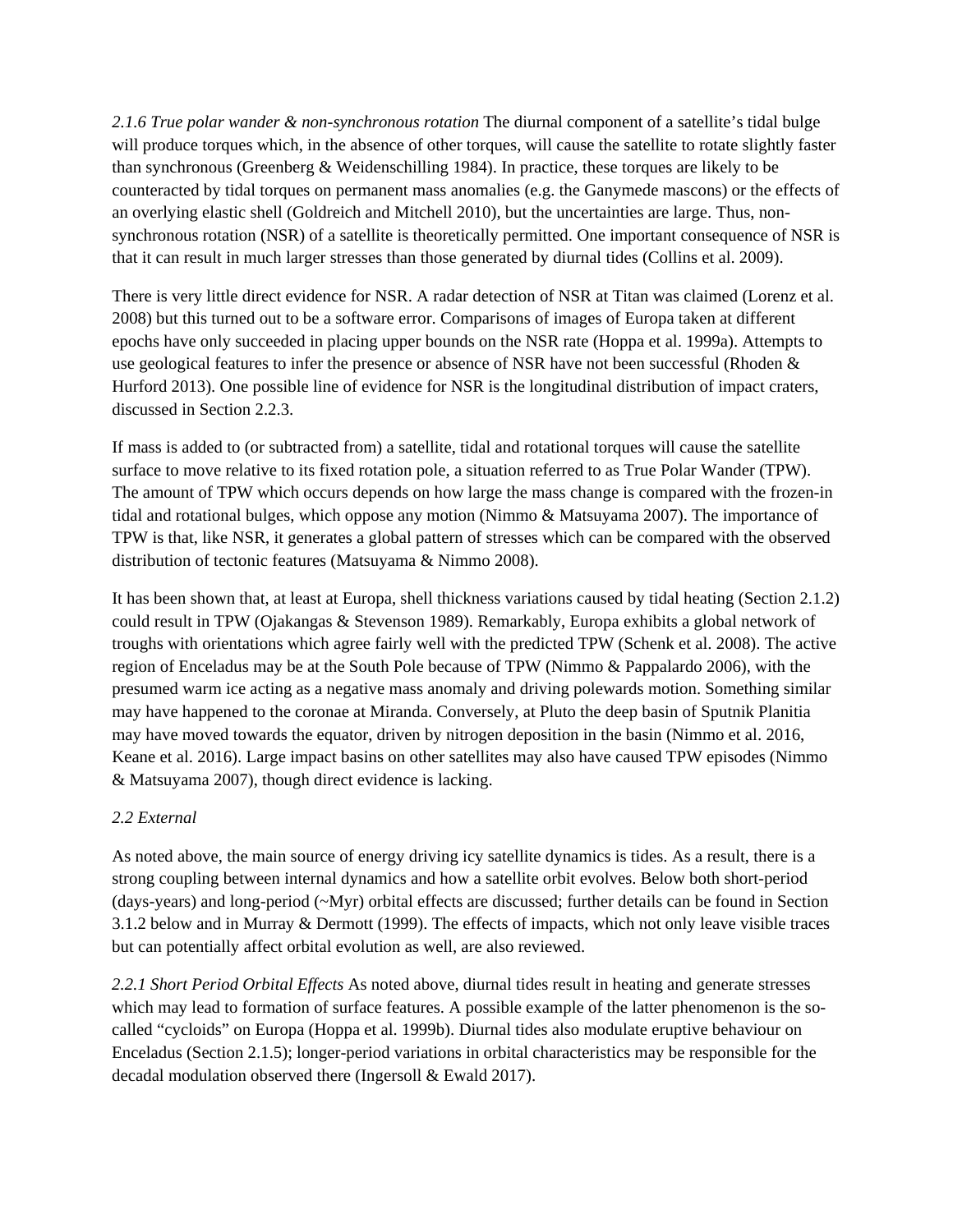*2.1.6 True polar wander & non-synchronous rotation* The diurnal component of a satellite's tidal bulge will produce torques which, in the absence of other torques, will cause the satellite to rotate slightly faster than synchronous (Greenberg & Weidenschilling 1984). In practice, these torques are likely to be counteracted by tidal torques on permanent mass anomalies (e.g. the Ganymede mascons) or the effects of an overlying elastic shell (Goldreich and Mitchell 2010), but the uncertainties are large. Thus, non-synchronous rotation (NSR) of a satellite is theoretically permitted. One important consequence of NSR is that it can result in much larger stresses than those generated by diurnal tides (Collins et al. 2009).

There is very little direct evidence for NSR. A radar detection of NSR at Titan was claimed (Lorenz et al. 2008) but this turned out to be a software error. Comparisons of images of Europa taken at different epochs have only succeeded in placing upper bounds on the NSR rate (Hoppa et al. 1999a). Attempts to use geological features to infer the presence or absence of NSR have not been successful (Rhoden & Hurford 2013). One possible line of evidence for NSR is the longitudinal distribution of impact craters, discussed in Section 2.2.3.

If mass is added to (or subtracted from) a satellite, tidal and rotational torques will cause the satellite surface to move relative to its fixed rotation pole, a situation referred to as True Polar Wander (TPW). The amount of TPW which occurs depends on how large the mass change is compared with the frozen-in tidal and rotational bulges, which oppose any motion (Nimmo & Matsuyama 2007). The importance of TPW is that, like NSR, it generates a global pattern of stresses which can be compared with the observed distribution of tectonic features (Matsuyama & Nimmo 2008).

It has been shown that, at least at Europa, shell thickness variations caused by tidal heating (Section 2.1.2) could result in TPW (Ojakangas & Stevenson 1989). Remarkably, Europa exhibits a global network of troughs with orientations which agree fairly well with the predicted TPW (Schenk et al. 2008). The active region of Enceladus may be at the South Pole because of TPW (Nimmo & Pappalardo 2006), with the presumed warm ice acting as a negative mass anomaly and driving polewards motion. Something similar may have happened to the coronae at Miranda. Conversely, at Pluto the deep basin of Sputnik Planitia may have moved towards the equator, driven by nitrogen deposition in the basin (Nimmo et al. 2016, Keane et al. 2016). Large impact basins on other satellites may also have caused TPW episodes (Nimmo & Matsuyama 2007), though direct evidence is lacking.

*2.2 External*

As noted above, the main source of energy driving icy satellite dynamics is tides. As a result, there is a strong coupling between internal dynamics and how a satellite orbit evolves. Below both short-period (days-years) and long-period (~Myr) orbital effects are discussed; further details can be found in Section 3.1.2 below and in Murray & Dermott (1999). The effects of impacts, which not only leave visible traces but can potentially affect orbital evolution as well, are also reviewed.

*2.2.1 Short Period Orbital Effects* As noted above, diurnal tides result in heating and generate stresses which may lead to formation of surface features. A possible example of the latter phenomenon is the so-called "cycloids" on Europa (Hoppa et al. 1999b). Diurnal tides also modulate eruptive behaviour on Enceladus (Section 2.1.5); longer-period variations in orbital characteristics may be responsible for the decadal modulation observed there (Ingersoll & Ewald 2017).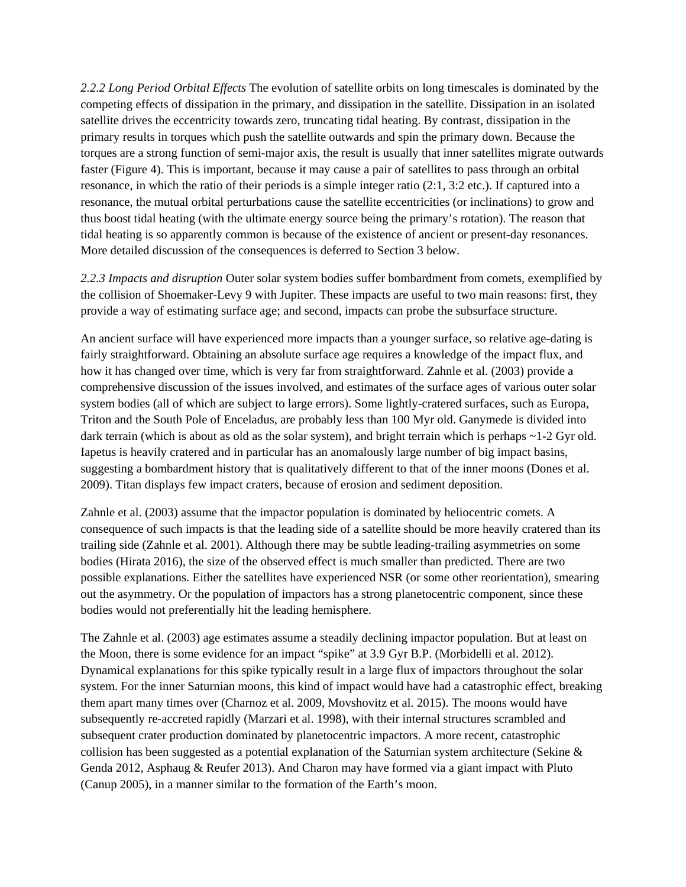*2.2.2 Long Period Orbital Effects* The evolution of satellite orbits on long timescales is dominated by the competing effects of dissipation in the primary, and dissipation in the satellite. Dissipation in an isolated satellite drives the eccentricity towards zero, truncating tidal heating. By contrast, dissipation in the primary results in torques which push the satellite outwards and spin the primary down. Because the torques are a strong function of semi-major axis, the result is usually that inner satellites migrate outwards faster (Figure 4). This is important, because it may cause a pair of satellites to pass through an orbital resonance, in which the ratio of their periods is a simple integer ratio (2:1, 3:2 etc.). If captured into a resonance, the mutual orbital perturbations cause the satellite eccentricities (or inclinations) to grow and thus boost tidal heating (with the ultimate energy source being the primary's rotation). The reason that tidal heating is so apparently common is because of the existence of ancient or present-day resonances. More detailed discussion of the consequences is deferred to Section 3 below.

*2.2.3 Impacts and disruption* Outer solar system bodies suffer bombardment from comets, exemplified by the collision of Shoemaker-Levy 9 with Jupiter. These impacts are useful to two main reasons: first, they provide a way of estimating surface age; and second, impacts can probe the subsurface structure.

An ancient surface will have experienced more impacts than a younger surface, so relative age-dating is fairly straightforward. Obtaining an absolute surface age requires a knowledge of the impact flux, and how it has changed over time, which is very far from straightforward. Zahnle et al. (2003) provide a comprehensive discussion of the issues involved, and estimates of the surface ages of various outer solar system bodies (all of which are subject to large errors). Some lightly-cratered surfaces, such as Europa, Triton and the South Pole of Enceladus, are probably less than 100 Myr old. Ganymede is divided into dark terrain (which is about as old as the solar system), and bright terrain which is perhaps ~1-2 Gyr old. Iapetus is heavily cratered and in particular has an anomalously large number of big impact basins, suggesting a bombardment history that is qualitatively different to that of the inner moons (Dones et al. 2009). Titan displays few impact craters, because of erosion and sediment deposition.

Zahnle et al. (2003) assume that the impactor population is dominated by heliocentric comets. A consequence of such impacts is that the leading side of a satellite should be more heavily cratered than its trailing side (Zahnle et al. 2001). Although there may be subtle leading-trailing asymmetries on some bodies (Hirata 2016), the size of the observed effect is much smaller than predicted. There are two possible explanations. Either the satellites have experienced NSR (or some other reorientation), smearing out the asymmetry. Or the population of impactors has a strong planetocentric component, since these bodies would not preferentially hit the leading hemisphere.

The Zahnle et al. (2003) age estimates assume a steadily declining impactor population. But at least on the Moon, there is some evidence for an impact "spike" at 3.9 Gyr B.P. (Morbidelli et al. 2012). Dynamical explanations for this spike typically result in a large flux of impactors throughout the solar system. For the inner Saturnian moons, this kind of impact would have had a catastrophic effect, breaking them apart many times over (Charnoz et al. 2009, Movshovitz et al. 2015). The moons would have subsequently re-accreted rapidly (Marzari et al. 1998), with their internal structures scrambled and subsequent crater production dominated by planetocentric impactors. A more recent, catastrophic collision has been suggested as a potential explanation of the Saturnian system architecture (Sekine & Genda 2012, Asphaug & Reufer 2013). And Charon may have formed via a giant impact with Pluto (Canup 2005), in a manner similar to the formation of the Earth's moon.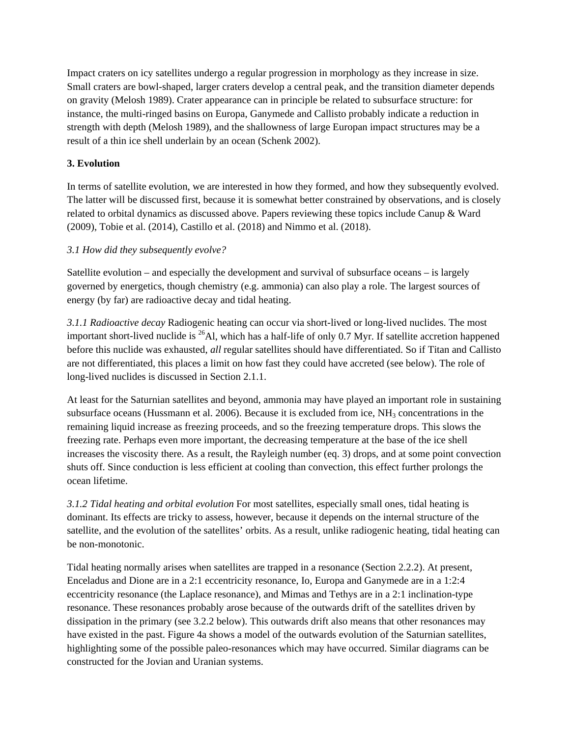Impact craters on icy satellites undergo a regular progression in morphology as they increase in size. Small craters are bowl-shaped, larger craters develop a central peak, and the transition diameter depends on gravity (Melosh 1989). Crater appearance can in principle be related to subsurface structure: for instance, the multi-ringed basins on Europa, Ganymede and Callisto probably indicate a reduction in strength with depth (Melosh 1989), and the shallowness of large Europan impact structures may be a result of a thin ice shell underlain by an ocean (Schenk 2002).

## 3. Evolution

In terms of satellite evolution, we are interested in how they formed, and how they subsequently evolved. The latter will be discussed first, because it is somewhat better constrained by observations, and is closely related to orbital dynamics as discussed above. Papers reviewing these topics include Canup & Ward (2009), Tobie et al. (2014), Castillo et al. (2018) and Nimmo et al. (2018).

### *3.1 How did they subsequently evolve?*

Satellite evolution – and especially the development and survival of subsurface oceans – is largely governed by energetics, though chemistry (e.g. ammonia) can also play a role. The largest sources of energy (by far) are radioactive decay and tidal heating.

*3.1.1 Radioactive decay* Radiogenic heating can occur via short-lived or long-lived nuclides. The most important short-lived nuclide is $^{26}$Al, which has a half-life of only 0.7 Myr. If satellite accretion happened before this nuclide was exhausted, *all* regular satellites should have differentiated. So if Titan and Callisto are not differentiated, this places a limit on how fast they could have accreted (see below). The role of long-lived nuclides is discussed in Section 2.1.1.

At least for the Saturnian satellites and beyond, ammonia may have played an important role in sustaining subsurface oceans (Hussmann et al. 2006). Because it is excluded from ice, $NH_3$ concentrations in the remaining liquid increase as freezing proceeds, and so the freezing temperature drops. This slows the freezing rate. Perhaps even more important, the decreasing temperature at the base of the ice shell increases the viscosity there. As a result, the Rayleigh number (eq. 3) drops, and at some point convection shuts off. Since conduction is less efficient at cooling than convection, this effect further prolongs the ocean lifetime.

*3.1.2 Tidal heating and orbital evolution* For most satellites, especially small ones, tidal heating is dominant. Its effects are tricky to assess, however, because it depends on the internal structure of the satellite, and the evolution of the satellites' orbits. As a result, unlike radiogenic heating, tidal heating can be non-monotonic.

Tidal heating normally arises when satellites are trapped in a resonance (Section 2.2.2). At present, Enceladus and Dione are in a 2:1 eccentricity resonance, Io, Europa and Ganymede are in a 1:2:4 eccentricity resonance (the Laplace resonance), and Mimas and Tethys are in a 2:1 inclination-type resonance. These resonances probably arose because of the outwards drift of the satellites driven by dissipation in the primary (see 3.2.2 below). This outwards drift also means that other resonances may have existed in the past. Figure 4a shows a model of the outwards evolution of the Saturnian satellites, highlighting some of the possible paleo-resonances which may have occurred. Similar diagrams can be constructed for the Jovian and Uranian systems.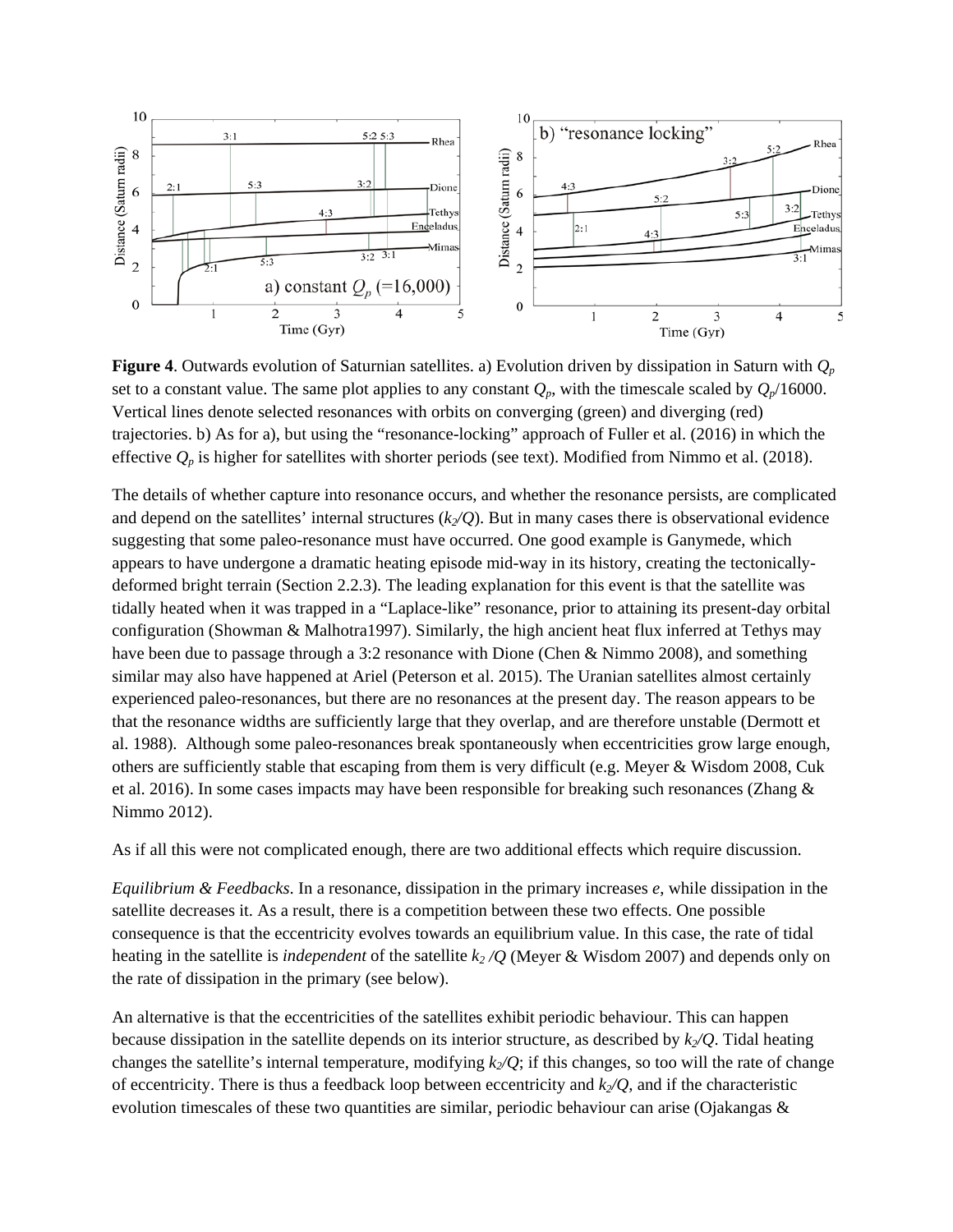**Figure 4**. Outwards evolution of Saturnian satellites. a) Evolution driven by dissipation in Saturn with $Q_p$ set to a constant value. The same plot applies to any constant $Q_p$, with the timescale scaled by $Q_p$/16000. Vertical lines denote selected resonances with orbits on converging (green) and diverging (red) trajectories. b) As for a), but using the "resonance-locking" approach of Fuller et al. (2016) in which the effective $Q_p$ is higher for satellites with shorter periods (see text). Modified from Nimmo et al. (2018).

The details of whether capture into resonance occurs, and whether the resonance persists, are complicated and depend on the satellites' internal structures ($k_2/Q$). But in many cases there is observational evidence suggesting that some paleo-resonance must have occurred. One good example is Ganymede, which appears to have undergone a dramatic heating episode mid-way in its history, creating the tectonically-deformed bright terrain (Section 2.2.3). The leading explanation for this event is that the satellite was tidally heated when it was trapped in a "Laplace-like" resonance, prior to attaining its present-day orbital configuration (Showman & Malhotra1997). Similarly, the high ancient heat flux inferred at Tethys may have been due to passage through a 3:2 resonance with Dione (Chen & Nimmo 2008), and something similar may also have happened at Ariel (Peterson et al. 2015). The Uranian satellites almost certainly experienced paleo-resonances, but there are no resonances at the present day. The reason appears to be that the resonance widths are sufficiently large that they overlap, and are therefore unstable (Dermott et al. 1988). Although some paleo-resonances break spontaneously when eccentricities grow large enough, others are sufficiently stable that escaping from them is very difficult (e.g. Meyer & Wisdom 2008, Cuk et al. 2016). In some cases impacts may have been responsible for breaking such resonances (Zhang & Nimmo 2012).

As if all this were not complicated enough, there are two additional effects which require discussion.

*Equilibrium & Feedbacks*. In a resonance, dissipation in the primary increases $e$, while dissipation in the satellite decreases it. As a result, there is a competition between these two effects. One possible consequence is that the eccentricity evolves towards an equilibrium value. In this case, the rate of tidal heating in the satellite is *independent* of the satellite $k_2/Q$ (Meyer & Wisdom 2007) and depends only on the rate of dissipation in the primary (see below).

An alternative is that the eccentricities of the satellites exhibit periodic behaviour. This can happen because dissipation in the satellite depends on its interior structure, as described by $k_2/Q$. Tidal heating changes the satellite's internal temperature, modifying $k_2/Q$; if this changes, so too will the rate of change of eccentricity. There is thus a feedback loop between eccentricity and $k_2/Q$, and if the characteristic evolution timescales of these two quantities are similar, periodic behaviour can arise (Ojakangas &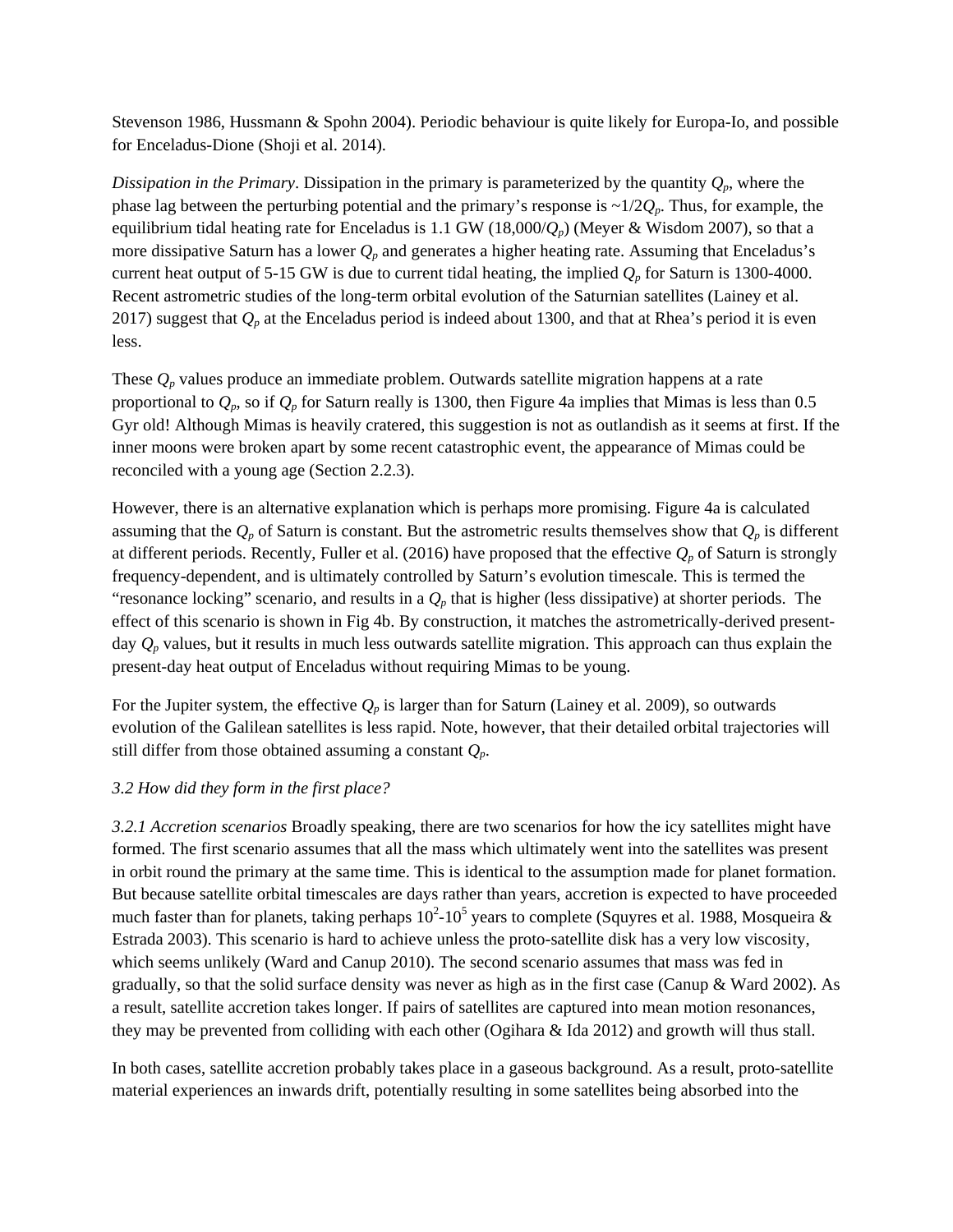Stevenson 1986, Hussmann & Spohn 2004). Periodic behaviour is quite likely for Europa-Io, and possible for Enceladus-Dione (Shoji et al. 2014).

*Dissipation in the Primary*. Dissipation in the primary is parameterized by the quantity $Q_p$, where the phase lag between the perturbing potential and the primary's response is ~$1/2Q_p$. Thus, for example, the equilibrium tidal heating rate for Enceladus is 1.1 GW ($18{,}000/Q_p$) (Meyer & Wisdom 2007), so that a more dissipative Saturn has a lower $Q_p$ and generates a higher heating rate. Assuming that Enceladus's current heat output of 5-15 GW is due to current tidal heating, the implied $Q_p$ for Saturn is 1300-4000. Recent astrometric studies of the long-term orbital evolution of the Saturnian satellites (Lainey et al. 2017) suggest that $Q_p$ at the Enceladus period is indeed about 1300, and that at Rhea's period it is even less.

These $Q_p$ values produce an immediate problem. Outwards satellite migration happens at a rate proportional to $Q_p$, so if $Q_p$ for Saturn really is 1300, then Figure 4a implies that Mimas is less than 0.5 Gyr old! Although Mimas is heavily cratered, this suggestion is not as outlandish as it seems at first. If the inner moons were broken apart by some recent catastrophic event, the appearance of Mimas could be reconciled with a young age (Section 2.2.3).

However, there is an alternative explanation which is perhaps more promising. Figure 4a is calculated assuming that the $Q_p$ of Saturn is constant. But the astrometric results themselves show that $Q_p$ is different at different periods. Recently, Fuller et al. (2016) have proposed that the effective $Q_p$ of Saturn is strongly frequency-dependent, and is ultimately controlled by Saturn's evolution timescale. This is termed the "resonance locking" scenario, and results in a $Q_p$ that is higher (less dissipative) at shorter periods. The effect of this scenario is shown in Fig 4b. By construction, it matches the astrometrically-derived present-day $Q_p$ values, but it results in much less outwards satellite migration. This approach can thus explain the present-day heat output of Enceladus without requiring Mimas to be young.

For the Jupiter system, the effective $Q_p$ is larger than for Saturn (Lainey et al. 2009), so outwards evolution of the Galilean satellites is less rapid. Note, however, that their detailed orbital trajectories will still differ from those obtained assuming a constant $Q_p$.

### *3.2 How did they form in the first place?*

*3.2.1 Accretion scenarios* Broadly speaking, there are two scenarios for how the icy satellites might have formed. The first scenario assumes that all the mass which ultimately went into the satellites was present in orbit round the primary at the same time. This is identical to the assumption made for planet formation. But because satellite orbital timescales are days rather than years, accretion is expected to have proceeded much faster than for planets, taking perhaps $10^2$-$10^5$ years to complete (Squyres et al. 1988, Mosqueira & Estrada 2003). This scenario is hard to achieve unless the proto-satellite disk has a very low viscosity, which seems unlikely (Ward and Canup 2010). The second scenario assumes that mass was fed in gradually, so that the solid surface density was never as high as in the first case (Canup & Ward 2002). As a result, satellite accretion takes longer. If pairs of satellites are captured into mean motion resonances, they may be prevented from colliding with each other (Ogihara & Ida 2012) and growth will thus stall.

In both cases, satellite accretion probably takes place in a gaseous background. As a result, proto-satellite material experiences an inwards drift, potentially resulting in some satellites being absorbed into the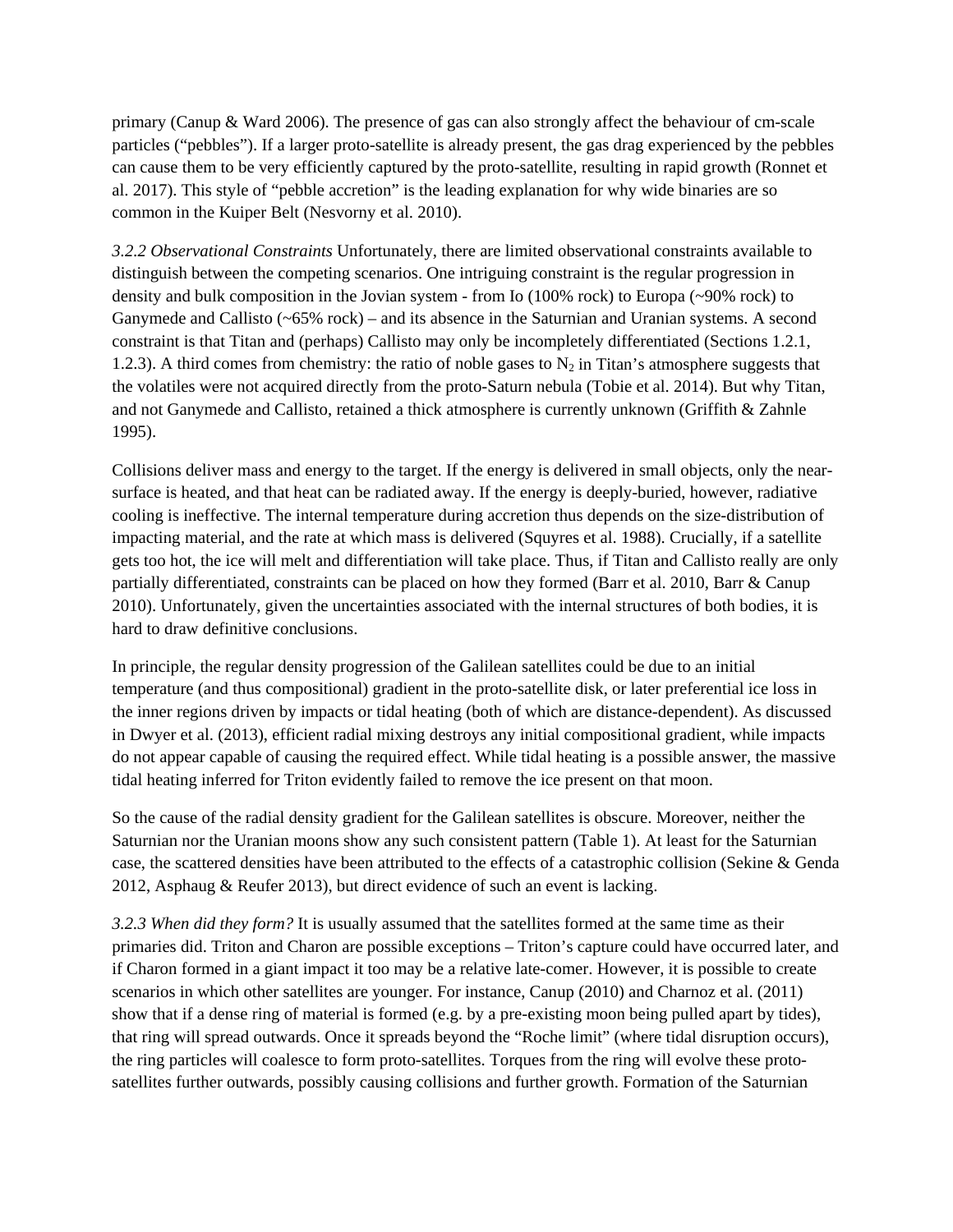primary (Canup & Ward 2006). The presence of gas can also strongly affect the behaviour of cm-scale particles ("pebbles"). If a larger proto-satellite is already present, the gas drag experienced by the pebbles can cause them to be very efficiently captured by the proto-satellite, resulting in rapid growth (Ronnet et al. 2017). This style of "pebble accretion" is the leading explanation for why wide binaries are so common in the Kuiper Belt (Nesvorny et al. 2010).

*3.2.2 Observational Constraints* Unfortunately, there are limited observational constraints available to distinguish between the competing scenarios. One intriguing constraint is the regular progression in density and bulk composition in the Jovian system - from Io (100% rock) to Europa (~90% rock) to Ganymede and Callisto (~65% rock) – and its absence in the Saturnian and Uranian systems. A second constraint is that Titan and (perhaps) Callisto may only be incompletely differentiated (Sections 1.2.1, 1.2.3). A third comes from chemistry: the ratio of noble gases to $N_2$ in Titan's atmosphere suggests that the volatiles were not acquired directly from the proto-Saturn nebula (Tobie et al. 2014). But why Titan, and not Ganymede and Callisto, retained a thick atmosphere is currently unknown (Griffith & Zahnle 1995).

Collisions deliver mass and energy to the target. If the energy is delivered in small objects, only the near-surface is heated, and that heat can be radiated away. If the energy is deeply-buried, however, radiative cooling is ineffective. The internal temperature during accretion thus depends on the size-distribution of impacting material, and the rate at which mass is delivered (Squyres et al. 1988). Crucially, if a satellite gets too hot, the ice will melt and differentiation will take place. Thus, if Titan and Callisto really are only partially differentiated, constraints can be placed on how they formed (Barr et al. 2010, Barr & Canup 2010). Unfortunately, given the uncertainties associated with the internal structures of both bodies, it is hard to draw definitive conclusions.

In principle, the regular density progression of the Galilean satellites could be due to an initial temperature (and thus compositional) gradient in the proto-satellite disk, or later preferential ice loss in the inner regions driven by impacts or tidal heating (both of which are distance-dependent). As discussed in Dwyer et al. (2013), efficient radial mixing destroys any initial compositional gradient, while impacts do not appear capable of causing the required effect. While tidal heating is a possible answer, the massive tidal heating inferred for Triton evidently failed to remove the ice present on that moon.

So the cause of the radial density gradient for the Galilean satellites is obscure. Moreover, neither the Saturnian nor the Uranian moons show any such consistent pattern (Table 1). At least for the Saturnian case, the scattered densities have been attributed to the effects of a catastrophic collision (Sekine & Genda 2012, Asphaug & Reufer 2013), but direct evidence of such an event is lacking.

*3.2.3 When did they form?* It is usually assumed that the satellites formed at the same time as their primaries did. Triton and Charon are possible exceptions – Triton's capture could have occurred later, and if Charon formed in a giant impact it too may be a relative late-comer. However, it is possible to create scenarios in which other satellites are younger. For instance, Canup (2010) and Charnoz et al. (2011) show that if a dense ring of material is formed (e.g. by a pre-existing moon being pulled apart by tides), that ring will spread outwards. Once it spreads beyond the "Roche limit" (where tidal disruption occurs), the ring particles will coalesce to form proto-satellites. Torques from the ring will evolve these proto-satellites further outwards, possibly causing collisions and further growth. Formation of the Saturnian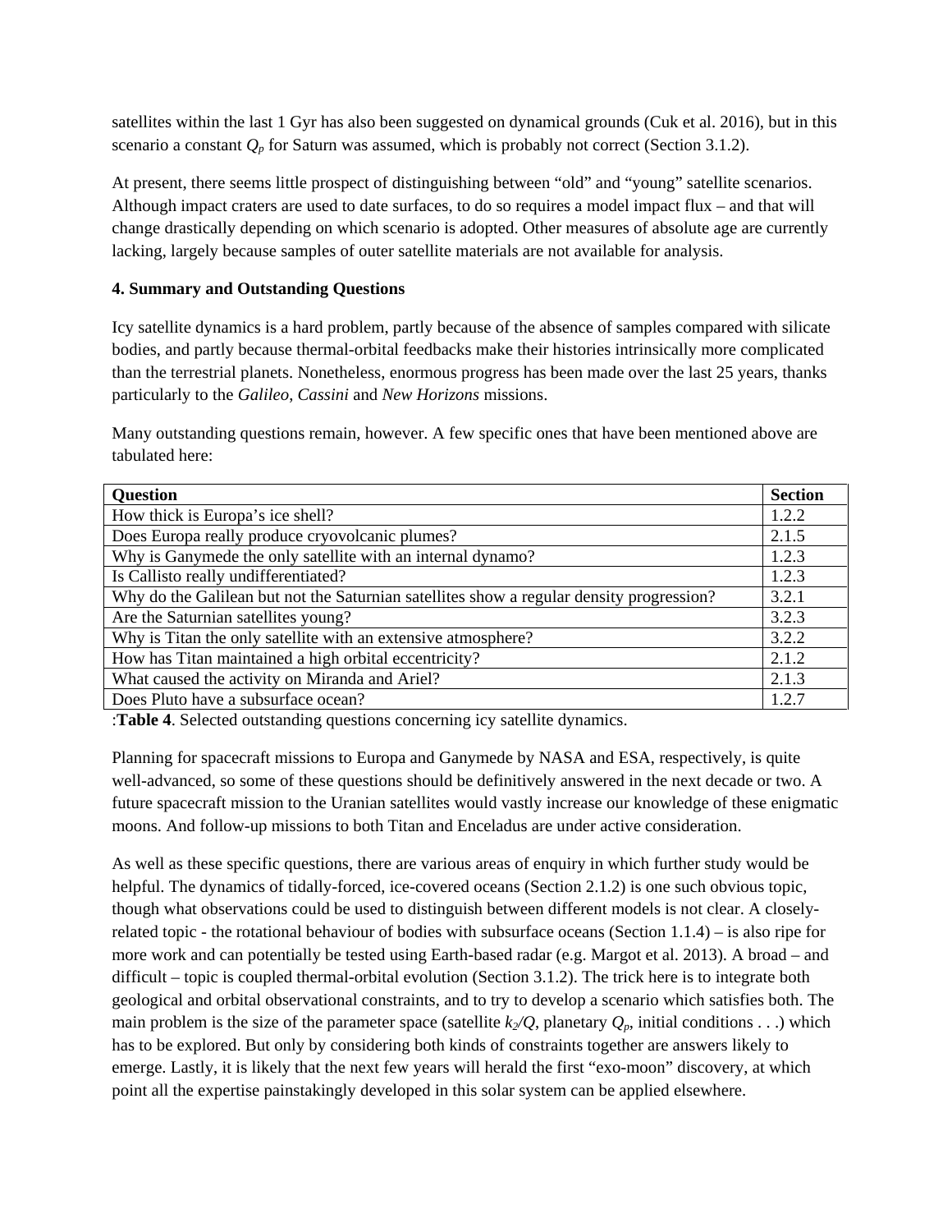satellites within the last 1 Gyr has also been suggested on dynamical grounds (Cuk et al. 2016), but in this scenario a constant $Q_p$ for Saturn was assumed, which is probably not correct (Section 3.1.2).

At present, there seems little prospect of distinguishing between "old" and "young" satellite scenarios. Although impact craters are used to date surfaces, to do so requires a model impact flux – and that will change drastically depending on which scenario is adopted. Other measures of absolute age are currently lacking, largely because samples of outer satellite materials are not available for analysis.

## 4. Summary and Outstanding Questions

Icy satellite dynamics is a hard problem, partly because of the absence of samples compared with silicate bodies, and partly because thermal-orbital feedbacks make their histories intrinsically more complicated than the terrestrial planets. Nonetheless, enormous progress has been made over the last 25 years, thanks particularly to the *Galileo*, *Cassini* and *New Horizons* missions.

Many outstanding questions remain, however. A few specific ones that have been mentioned above are tabulated here:

| Question | Section |
|---|---|
| How thick is Europa's ice shell? | 1.2.2 |
| Does Europa really produce cryovolcanic plumes? | 2.1.5 |
| Why is Ganymede the only satellite with an internal dynamo? | 1.2.3 |
| Is Callisto really undifferentiated? | 1.2.3 |
| Why do the Galilean but not the Saturnian satellites show a regular density progression? | 3.2.1 |
| Are the Saturnian satellites young? | 3.2.3 |
| Why is Titan the only satellite with an extensive atmosphere? | 3.2.2 |
| How has Titan maintained a high orbital eccentricity? | 2.1.2 |
| What caused the activity on Miranda and Ariel? | 2.1.3 |
| Does Pluto have a subsurface ocean? | 1.2.7 |

:**Table 4**. Selected outstanding questions concerning icy satellite dynamics.

Planning for spacecraft missions to Europa and Ganymede by NASA and ESA, respectively, is quite well-advanced, so some of these questions should be definitively answered in the next decade or two. A future spacecraft mission to the Uranian satellites would vastly increase our knowledge of these enigmatic moons. And follow-up missions to both Titan and Enceladus are under active consideration.

As well as these specific questions, there are various areas of enquiry in which further study would be helpful. The dynamics of tidally-forced, ice-covered oceans (Section 2.1.2) is one such obvious topic, though what observations could be used to distinguish between different models is not clear. A closely-related topic - the rotational behaviour of bodies with subsurface oceans (Section 1.1.4) – is also ripe for more work and can potentially be tested using Earth-based radar (e.g. Margot et al. 2013). A broad – and difficult – topic is coupled thermal-orbital evolution (Section 3.1.2). The trick here is to integrate both geological and orbital observational constraints, and to try to develop a scenario which satisfies both. The main problem is the size of the parameter space (satellite $k_2/Q$, planetary $Q_p$, initial conditions . . .) which has to be explored. But only by considering both kinds of constraints together are answers likely to emerge. Lastly, it is likely that the next few years will herald the first "exo-moon" discovery, at which point all the expertise painstakingly developed in this solar system can be applied elsewhere.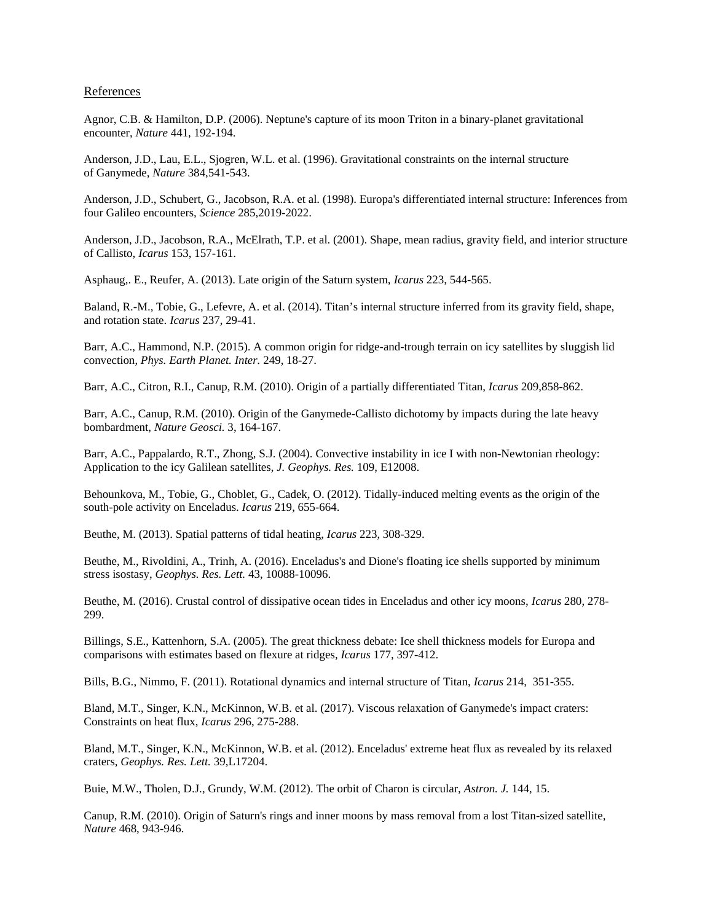References

Agnor, C.B. & Hamilton, D.P. (2006). Neptune's capture of its moon Triton in a binary-planet gravitational encounter, *Nature* 441, 192-194.

Anderson, J.D., Lau, E.L., Sjogren, W.L. et al. (1996). Gravitational constraints on the internal structure of Ganymede, *Nature* 384,541-543.

Anderson, J.D., Schubert, G., Jacobson, R.A. et al. (1998). Europa's differentiated internal structure: Inferences from four Galileo encounters, *Science* 285,2019-2022.

Anderson, J.D., Jacobson, R.A., McElrath, T.P. et al. (2001). Shape, mean radius, gravity field, and interior structure of Callisto, *Icarus* 153, 157-161.

Asphaug,. E., Reufer, A. (2013). Late origin of the Saturn system, *Icarus* 223, 544-565.

Baland, R.-M., Tobie, G., Lefevre, A. et al. (2014). Titan's internal structure inferred from its gravity field, shape, and rotation state. *Icarus* 237, 29-41.

Barr, A.C., Hammond, N.P. (2015). A common origin for ridge-and-trough terrain on icy satellites by sluggish lid convection, *Phys. Earth Planet. Inter.* 249, 18-27.

Barr, A.C., Citron, R.I., Canup, R.M. (2010). Origin of a partially differentiated Titan, *Icarus* 209,858-862.

Barr, A.C., Canup, R.M. (2010). Origin of the Ganymede-Callisto dichotomy by impacts during the late heavy bombardment, *Nature Geosci.* 3, 164-167.

Barr, A.C., Pappalardo, R.T., Zhong, S.J. (2004). Convective instability in ice I with non-Newtonian rheology: Application to the icy Galilean satellites, *J. Geophys. Res.* 109, E12008.

Behounkova, M., Tobie, G., Choblet, G., Cadek, O. (2012). Tidally-induced melting events as the origin of the south-pole activity on Enceladus. *Icarus* 219, 655-664.

Beuthe, M. (2013). Spatial patterns of tidal heating, *Icarus* 223, 308-329.

Beuthe, M., Rivoldini, A., Trinh, A. (2016). Enceladus's and Dione's floating ice shells supported by minimum stress isostasy, *Geophys. Res. Lett.* 43, 10088-10096.

Beuthe, M. (2016). Crustal control of dissipative ocean tides in Enceladus and other icy moons, *Icarus* 280, 278-299.

Billings, S.E., Kattenhorn, S.A. (2005). The great thickness debate: Ice shell thickness models for Europa and comparisons with estimates based on flexure at ridges, *Icarus* 177, 397-412.

Bills, B.G., Nimmo, F. (2011). Rotational dynamics and internal structure of Titan, *Icarus* 214, 351-355.

Bland, M.T., Singer, K.N., McKinnon, W.B. et al. (2017). Viscous relaxation of Ganymede's impact craters: Constraints on heat flux, *Icarus* 296, 275-288.

Bland, M.T., Singer, K.N., McKinnon, W.B. et al. (2012). Enceladus' extreme heat flux as revealed by its relaxed craters, *Geophys. Res. Lett.* 39,L17204.

Buie, M.W., Tholen, D.J., Grundy, W.M. (2012). The orbit of Charon is circular, *Astron. J.* 144, 15.

Canup, R.M. (2010). Origin of Saturn's rings and inner moons by mass removal from a lost Titan-sized satellite, *Nature* 468, 943-946.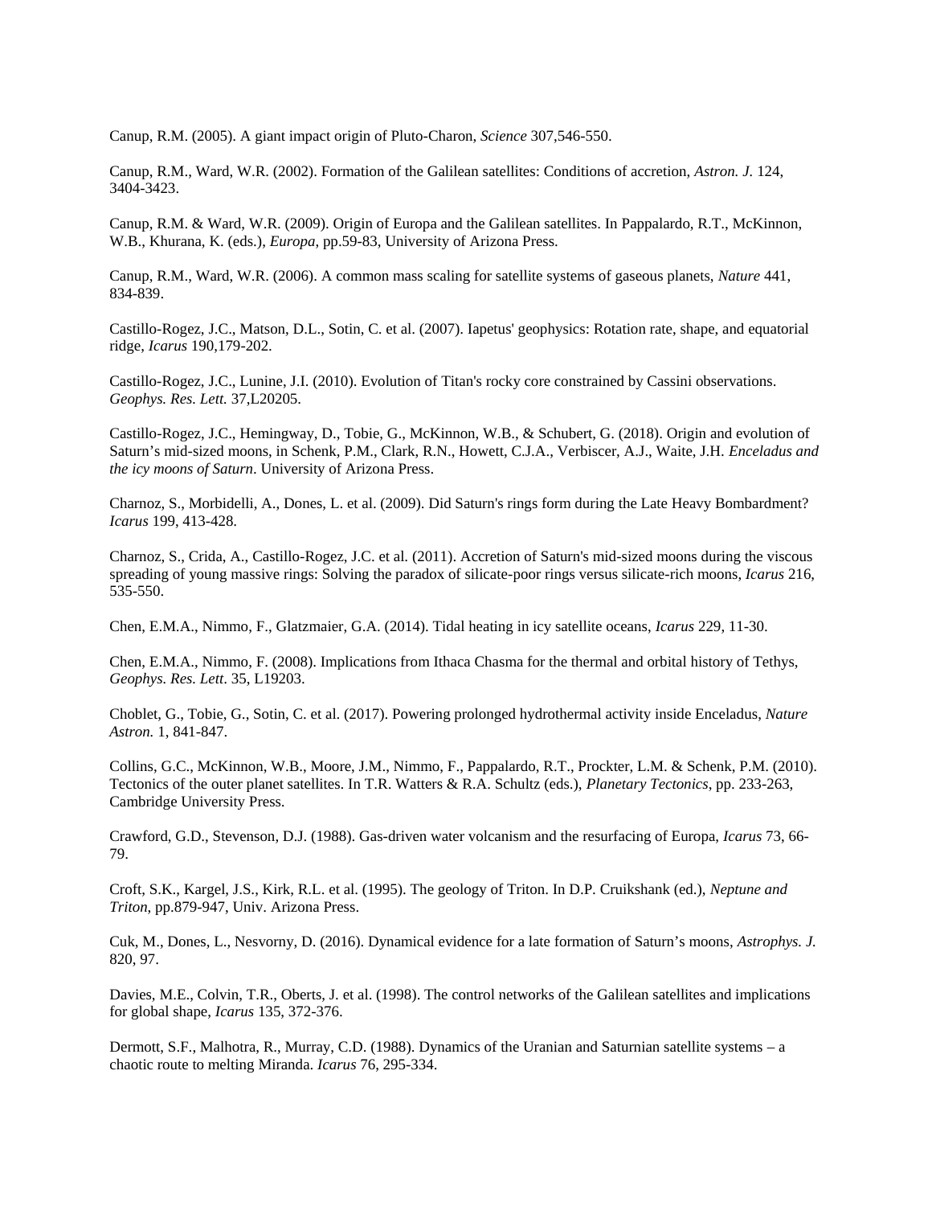Canup, R.M. (2005). A giant impact origin of Pluto-Charon, *Science* 307,546-550.

Canup, R.M., Ward, W.R. (2002). Formation of the Galilean satellites: Conditions of accretion, *Astron. J.* 124, 3404-3423.

Canup, R.M. & Ward, W.R. (2009). Origin of Europa and the Galilean satellites. In Pappalardo, R.T., McKinnon, W.B., Khurana, K. (eds.), *Europa*, pp.59-83, University of Arizona Press.

Canup, R.M., Ward, W.R. (2006). A common mass scaling for satellite systems of gaseous planets, *Nature* 441, 834-839.

Castillo-Rogez, J.C., Matson, D.L., Sotin, C. et al. (2007). Iapetus' geophysics: Rotation rate, shape, and equatorial ridge, *Icarus* 190,179-202.

Castillo-Rogez, J.C., Lunine, J.I. (2010). Evolution of Titan's rocky core constrained by Cassini observations. *Geophys. Res. Lett.* 37,L20205.

Castillo-Rogez, J.C., Hemingway, D., Tobie, G., McKinnon, W.B., & Schubert, G. (2018). Origin and evolution of Saturn's mid-sized moons, in Schenk, P.M., Clark, R.N., Howett, C.J.A., Verbiscer, A.J., Waite, J.H. *Enceladus and the icy moons of Saturn*. University of Arizona Press.

Charnoz, S., Morbidelli, A., Dones, L. et al. (2009). Did Saturn's rings form during the Late Heavy Bombardment? *Icarus* 199, 413-428.

Charnoz, S., Crida, A., Castillo-Rogez, J.C. et al. (2011). Accretion of Saturn's mid-sized moons during the viscous spreading of young massive rings: Solving the paradox of silicate-poor rings versus silicate-rich moons, *Icarus* 216, 535-550.

Chen, E.M.A., Nimmo, F., Glatzmaier, G.A. (2014). Tidal heating in icy satellite oceans, *Icarus* 229, 11-30.

Chen, E.M.A., Nimmo, F. (2008). Implications from Ithaca Chasma for the thermal and orbital history of Tethys, *Geophys. Res. Lett*. 35, L19203.

Choblet, G., Tobie, G., Sotin, C. et al. (2017). Powering prolonged hydrothermal activity inside Enceladus, *Nature Astron.* 1, 841-847.

Collins, G.C., McKinnon, W.B., Moore, J.M., Nimmo, F., Pappalardo, R.T., Prockter, L.M. & Schenk, P.M. (2010). Tectonics of the outer planet satellites. In T.R. Watters & R.A. Schultz (eds.), *Planetary Tectonics*, pp. 233-263, Cambridge University Press.

Crawford, G.D., Stevenson, D.J. (1988). Gas-driven water volcanism and the resurfacing of Europa, *Icarus* 73, 66-79.

Croft, S.K., Kargel, J.S., Kirk, R.L. et al. (1995). The geology of Triton. In D.P. Cruikshank (ed.), *Neptune and Triton*, pp.879-947, Univ. Arizona Press.

Cuk, M., Dones, L., Nesvorny, D. (2016). Dynamical evidence for a late formation of Saturn's moons, *Astrophys. J.* 820, 97.

Davies, M.E., Colvin, T.R., Oberts, J. et al. (1998). The control networks of the Galilean satellites and implications for global shape, *Icarus* 135, 372-376.

Dermott, S.F., Malhotra, R., Murray, C.D. (1988). Dynamics of the Uranian and Saturnian satellite systems – a chaotic route to melting Miranda. *Icarus* 76, 295-334.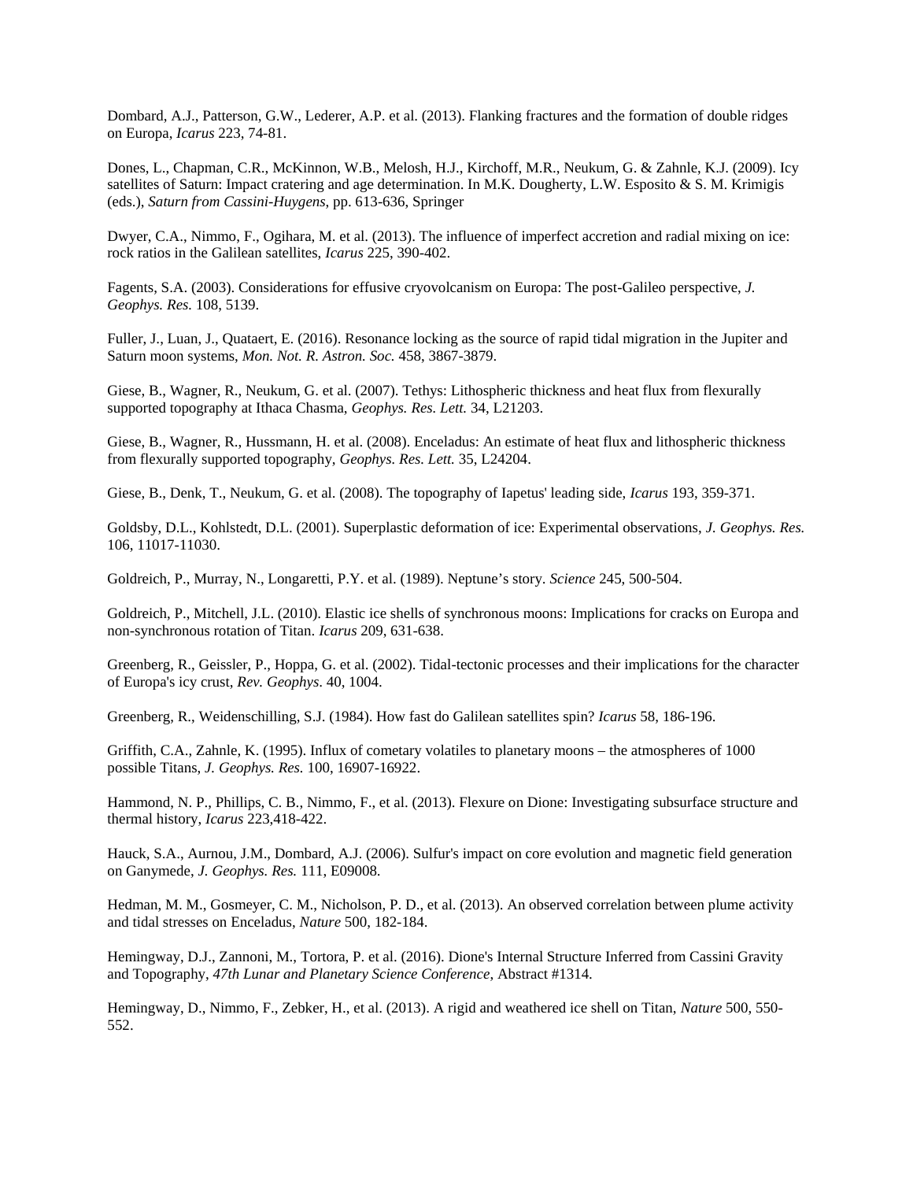Dombard, A.J., Patterson, G.W., Lederer, A.P. et al. (2013). Flanking fractures and the formation of double ridges on Europa, *Icarus* 223, 74-81.

Dones, L., Chapman, C.R., McKinnon, W.B., Melosh, H.J., Kirchoff, M.R., Neukum, G. & Zahnle, K.J. (2009). Icy satellites of Saturn: Impact cratering and age determination. In M.K. Dougherty, L.W. Esposito & S. M. Krimigis (eds.), *Saturn from Cassini-Huygens*, pp. 613-636, Springer

Dwyer, C.A., Nimmo, F., Ogihara, M. et al. (2013). The influence of imperfect accretion and radial mixing on ice: rock ratios in the Galilean satellites, *Icarus* 225, 390-402.

Fagents, S.A. (2003). Considerations for effusive cryovolcanism on Europa: The post-Galileo perspective, *J. Geophys. Res.* 108, 5139.

Fuller, J., Luan, J., Quataert, E. (2016). Resonance locking as the source of rapid tidal migration in the Jupiter and Saturn moon systems, *Mon. Not. R. Astron. Soc.* 458, 3867-3879.

Giese, B., Wagner, R., Neukum, G. et al. (2007). Tethys: Lithospheric thickness and heat flux from flexurally supported topography at Ithaca Chasma, *Geophys. Res. Lett.* 34, L21203.

Giese, B., Wagner, R., Hussmann, H. et al. (2008). Enceladus: An estimate of heat flux and lithospheric thickness from flexurally supported topography, *Geophys. Res. Lett.* 35, L24204.

Giese, B., Denk, T., Neukum, G. et al. (2008). The topography of Iapetus' leading side, *Icarus* 193, 359-371.

Goldsby, D.L., Kohlstedt, D.L. (2001). Superplastic deformation of ice: Experimental observations, *J. Geophys. Res.* 106, 11017-11030.

Goldreich, P., Murray, N., Longaretti, P.Y. et al. (1989). Neptune's story. *Science* 245, 500-504.

Goldreich, P., Mitchell, J.L. (2010). Elastic ice shells of synchronous moons: Implications for cracks on Europa and non-synchronous rotation of Titan. *Icarus* 209, 631-638.

Greenberg, R., Geissler, P., Hoppa, G. et al. (2002). Tidal-tectonic processes and their implications for the character of Europa's icy crust, *Rev. Geophys*. 40, 1004.

Greenberg, R., Weidenschilling, S.J. (1984). How fast do Galilean satellites spin? *Icarus* 58, 186-196.

Griffith, C.A., Zahnle, K. (1995). Influx of cometary volatiles to planetary moons – the atmospheres of 1000 possible Titans, *J. Geophys. Res.* 100, 16907-16922.

Hammond, N. P., Phillips, C. B., Nimmo, F., et al. (2013). Flexure on Dione: Investigating subsurface structure and thermal history, *Icarus* 223,418-422.

Hauck, S.A., Aurnou, J.M., Dombard, A.J. (2006). Sulfur's impact on core evolution and magnetic field generation on Ganymede, *J. Geophys. Res.* 111, E09008.

Hedman, M. M., Gosmeyer, C. M., Nicholson, P. D., et al. (2013). An observed correlation between plume activity and tidal stresses on Enceladus, *Nature* 500, 182-184.

Hemingway, D.J., Zannoni, M., Tortora, P. et al. (2016). Dione's Internal Structure Inferred from Cassini Gravity and Topography, *47th Lunar and Planetary Science Conference*, Abstract #1314.

Hemingway, D., Nimmo, F., Zebker, H., et al. (2013). A rigid and weathered ice shell on Titan, *Nature* 500, 550-552.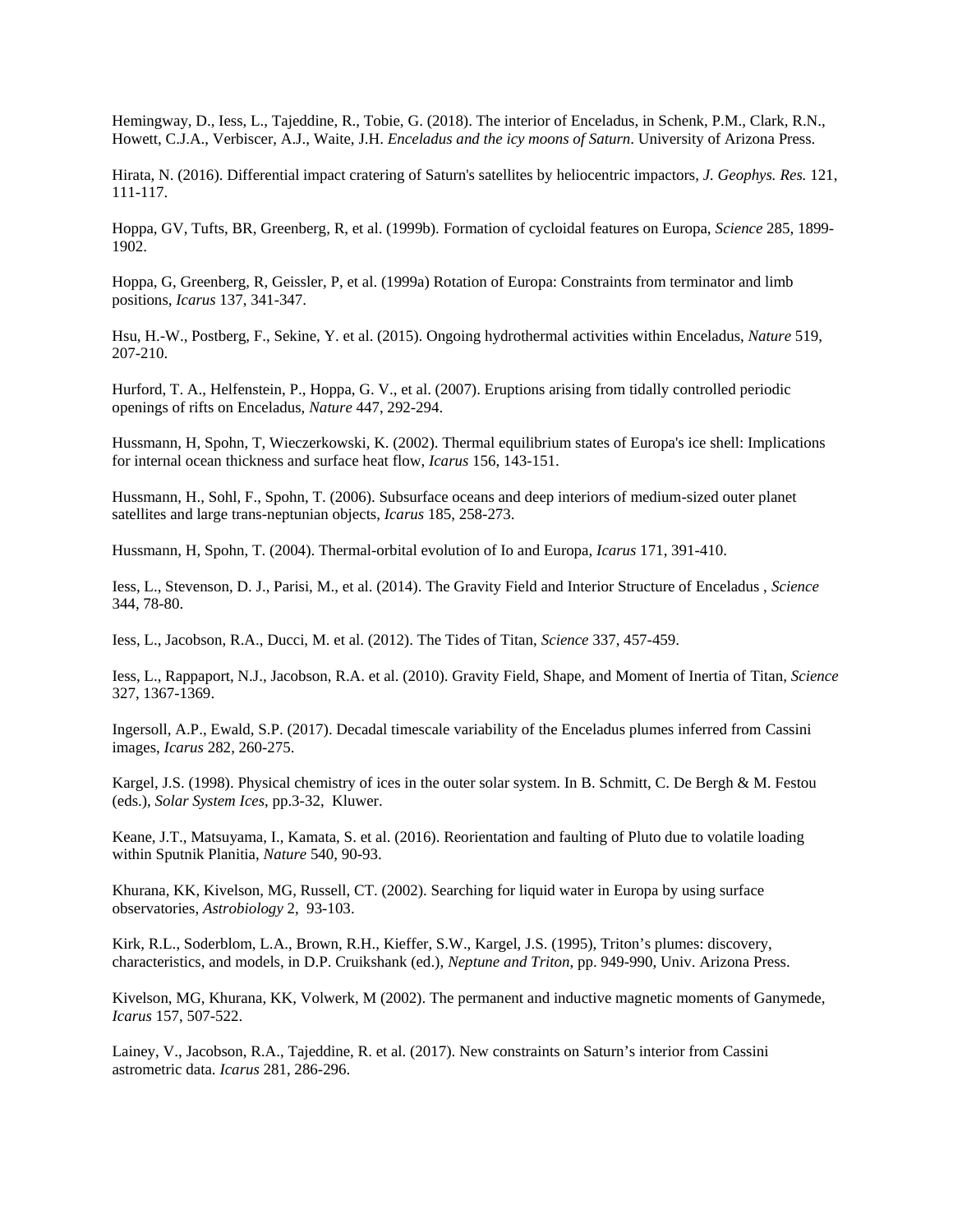Hemingway, D., Iess, L., Tajeddine, R., Tobie, G. (2018). The interior of Enceladus, in Schenk, P.M., Clark, R.N., Howett, C.J.A., Verbiscer, A.J., Waite, J.H. *Enceladus and the icy moons of Saturn*. University of Arizona Press.

Hirata, N. (2016). Differential impact cratering of Saturn's satellites by heliocentric impactors, *J. Geophys. Res.* 121, 111-117.

Hoppa, GV, Tufts, BR, Greenberg, R, et al. (1999b). Formation of cycloidal features on Europa, *Science* 285, 1899-1902.

Hoppa, G, Greenberg, R, Geissler, P, et al. (1999a) Rotation of Europa: Constraints from terminator and limb positions, *Icarus* 137, 341-347.

Hsu, H.-W., Postberg, F., Sekine, Y. et al. (2015). Ongoing hydrothermal activities within Enceladus, *Nature* 519, 207-210.

Hurford, T. A., Helfenstein, P., Hoppa, G. V., et al. (2007). Eruptions arising from tidally controlled periodic openings of rifts on Enceladus, *Nature* 447, 292-294.

Hussmann, H, Spohn, T, Wieczerkowski, K. (2002). Thermal equilibrium states of Europa's ice shell: Implications for internal ocean thickness and surface heat flow, *Icarus* 156, 143-151.

Hussmann, H., Sohl, F., Spohn, T. (2006). Subsurface oceans and deep interiors of medium-sized outer planet satellites and large trans-neptunian objects, *Icarus* 185, 258-273.

Hussmann, H, Spohn, T. (2004). Thermal-orbital evolution of Io and Europa, *Icarus* 171, 391-410.

Iess, L., Stevenson, D. J., Parisi, M., et al. (2014). The Gravity Field and Interior Structure of Enceladus , *Science* 344, 78-80.

Iess, L., Jacobson, R.A., Ducci, M. et al. (2012). The Tides of Titan, *Science* 337, 457-459.

Iess, L., Rappaport, N.J., Jacobson, R.A. et al. (2010). Gravity Field, Shape, and Moment of Inertia of Titan, *Science* 327, 1367-1369.

Ingersoll, A.P., Ewald, S.P. (2017). Decadal timescale variability of the Enceladus plumes inferred from Cassini images, *Icarus* 282, 260-275.

Kargel, J.S. (1998). Physical chemistry of ices in the outer solar system. In B. Schmitt, C. De Bergh & M. Festou (eds.), *Solar System Ices*, pp.3-32, Kluwer.

Keane, J.T., Matsuyama, I., Kamata, S. et al. (2016). Reorientation and faulting of Pluto due to volatile loading within Sputnik Planitia, *Nature* 540, 90-93.

Khurana, KK, Kivelson, MG, Russell, CT. (2002). Searching for liquid water in Europa by using surface observatories, *Astrobiology* 2, 93-103.

Kirk, R.L., Soderblom, L.A., Brown, R.H., Kieffer, S.W., Kargel, J.S. (1995), Triton's plumes: discovery, characteristics, and models, in D.P. Cruikshank (ed.), *Neptune and Triton*, pp. 949-990, Univ. Arizona Press.

Kivelson, MG, Khurana, KK, Volwerk, M (2002). The permanent and inductive magnetic moments of Ganymede, *Icarus* 157, 507-522.

Lainey, V., Jacobson, R.A., Tajeddine, R. et al. (2017). New constraints on Saturn's interior from Cassini astrometric data. *Icarus* 281, 286-296.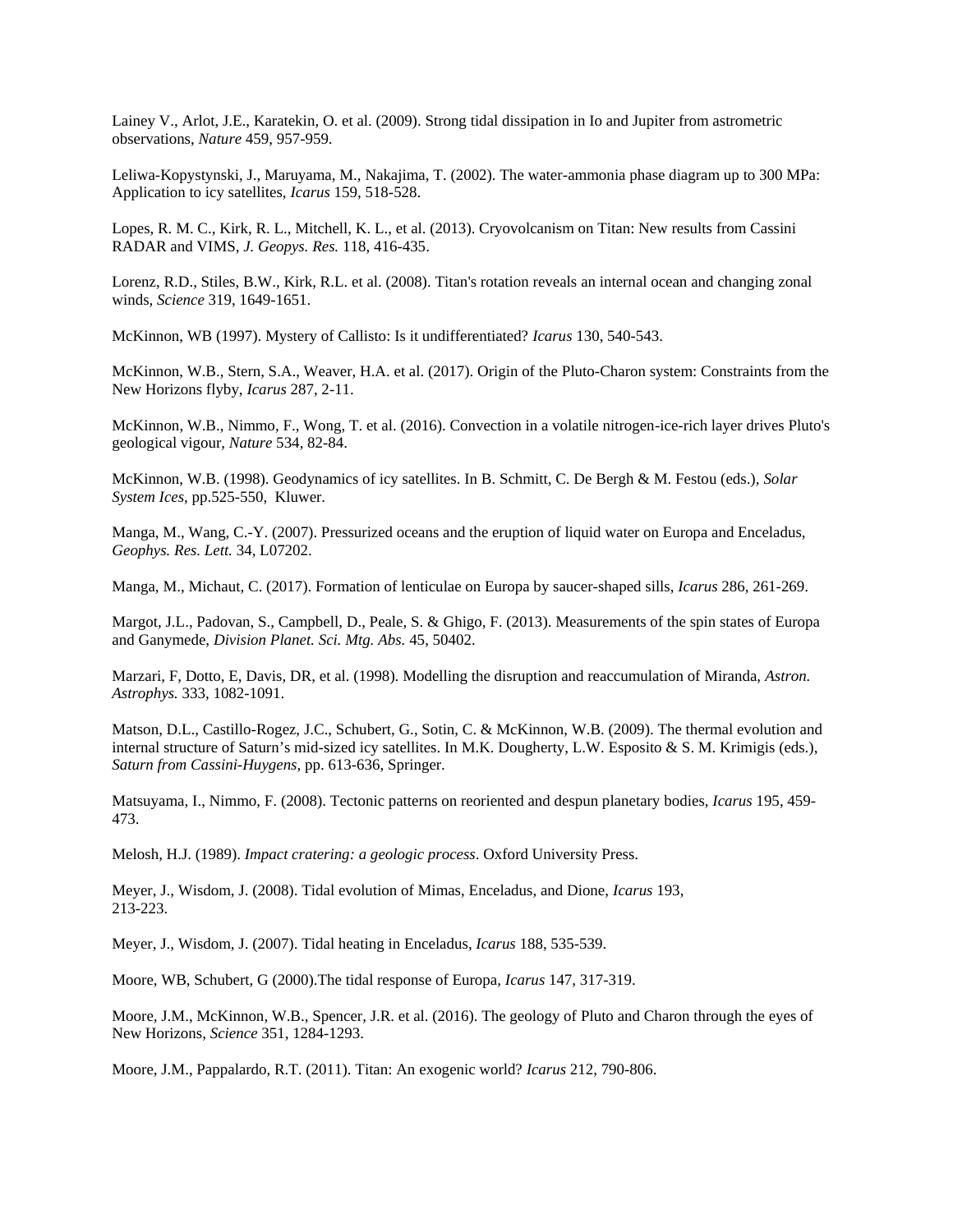Lainey V., Arlot, J.E., Karatekin, O. et al. (2009). Strong tidal dissipation in Io and Jupiter from astrometric observations, *Nature* 459, 957-959.

Leliwa-Kopystynski, J., Maruyama, M., Nakajima, T. (2002). The water-ammonia phase diagram up to 300 MPa: Application to icy satellites, *Icarus* 159, 518-528.

Lopes, R. M. C., Kirk, R. L., Mitchell, K. L., et al. (2013). Cryovolcanism on Titan: New results from Cassini RADAR and VIMS, *J. Geopys. Res.* 118, 416-435.

Lorenz, R.D., Stiles, B.W., Kirk, R.L. et al. (2008). Titan's rotation reveals an internal ocean and changing zonal winds, *Science* 319, 1649-1651.

McKinnon, WB (1997). Mystery of Callisto: Is it undifferentiated? *Icarus* 130, 540-543.

McKinnon, W.B., Stern, S.A., Weaver, H.A. et al. (2017). Origin of the Pluto-Charon system: Constraints from the New Horizons flyby, *Icarus* 287, 2-11.

McKinnon, W.B., Nimmo, F., Wong, T. et al. (2016). Convection in a volatile nitrogen-ice-rich layer drives Pluto's geological vigour, *Nature* 534, 82-84.

McKinnon, W.B. (1998). Geodynamics of icy satellites. In B. Schmitt, C. De Bergh & M. Festou (eds.), *Solar System Ices*, pp.525-550, Kluwer.

Manga, M., Wang, C.-Y. (2007). Pressurized oceans and the eruption of liquid water on Europa and Enceladus, *Geophys. Res. Lett.* 34, L07202.

Manga, M., Michaut, C. (2017). Formation of lenticulae on Europa by saucer-shaped sills, *Icarus* 286, 261-269.

Margot, J.L., Padovan, S., Campbell, D., Peale, S. & Ghigo, F. (2013). Measurements of the spin states of Europa and Ganymede, *Division Planet. Sci. Mtg. Abs.* 45, 50402.

Marzari, F, Dotto, E, Davis, DR, et al. (1998). Modelling the disruption and reaccumulation of Miranda, *Astron. Astrophys.* 333, 1082-1091.

Matson, D.L., Castillo-Rogez, J.C., Schubert, G., Sotin, C. & McKinnon, W.B. (2009). The thermal evolution and internal structure of Saturn's mid-sized icy satellites. In M.K. Dougherty, L.W. Esposito & S. M. Krimigis (eds.), *Saturn from Cassini-Huygens*, pp. 613-636, Springer.

Matsuyama, I., Nimmo, F. (2008). Tectonic patterns on reoriented and despun planetary bodies, *Icarus* 195, 459-473.

Melosh, H.J. (1989). *Impact cratering: a geologic process*. Oxford University Press.

Meyer, J., Wisdom, J. (2008). Tidal evolution of Mimas, Enceladus, and Dione, *Icarus* 193, 213-223.

Meyer, J., Wisdom, J. (2007). Tidal heating in Enceladus, *Icarus* 188, 535-539.

Moore, WB, Schubert, G (2000).The tidal response of Europa, *Icarus* 147, 317-319.

Moore, J.M., McKinnon, W.B., Spencer, J.R. et al. (2016). The geology of Pluto and Charon through the eyes of New Horizons, *Science* 351, 1284-1293.

Moore, J.M., Pappalardo, R.T. (2011). Titan: An exogenic world? *Icarus* 212, 790-806.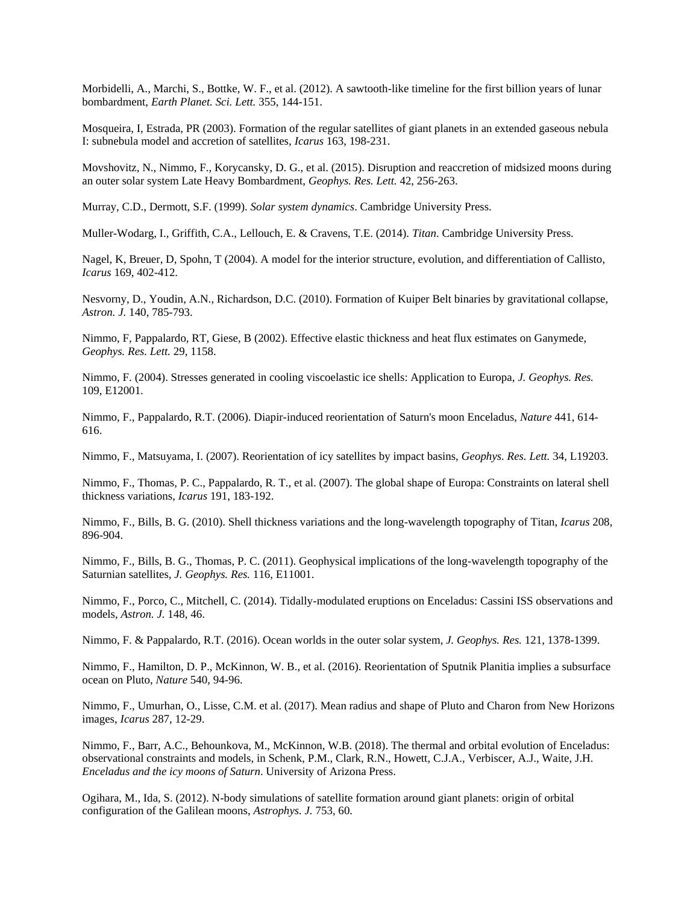Morbidelli, A., Marchi, S., Bottke, W. F., et al. (2012). A sawtooth-like timeline for the first billion years of lunar bombardment, *Earth Planet. Sci. Lett.* 355, 144-151.

Mosqueira, I, Estrada, PR (2003). Formation of the regular satellites of giant planets in an extended gaseous nebula I: subnebula model and accretion of satellites, *Icarus* 163, 198-231.

Movshovitz, N., Nimmo, F., Korycansky, D. G., et al. (2015). Disruption and reaccretion of midsized moons during an outer solar system Late Heavy Bombardment, *Geophys. Res. Lett.* 42, 256-263.

Murray, C.D., Dermott, S.F. (1999). *Solar system dynamics*. Cambridge University Press.

Muller-Wodarg, I., Griffith, C.A., Lellouch, E. & Cravens, T.E. (2014). *Titan*. Cambridge University Press.

Nagel, K, Breuer, D, Spohn, T (2004). A model for the interior structure, evolution, and differentiation of Callisto, *Icarus* 169, 402-412.

Nesvorny, D., Youdin, A.N., Richardson, D.C. (2010). Formation of Kuiper Belt binaries by gravitational collapse, *Astron. J.* 140, 785-793.

Nimmo, F, Pappalardo, RT, Giese, B (2002). Effective elastic thickness and heat flux estimates on Ganymede, *Geophys. Res. Lett.* 29, 1158.

Nimmo, F. (2004). Stresses generated in cooling viscoelastic ice shells: Application to Europa, *J. Geophys. Res.* 109, E12001.

Nimmo, F., Pappalardo, R.T. (2006). Diapir-induced reorientation of Saturn's moon Enceladus, *Nature* 441, 614-616.

Nimmo, F., Matsuyama, I. (2007). Reorientation of icy satellites by impact basins, *Geophys. Res. Lett.* 34, L19203.

Nimmo, F., Thomas, P. C., Pappalardo, R. T., et al. (2007). The global shape of Europa: Constraints on lateral shell thickness variations, *Icarus* 191, 183-192.

Nimmo, F., Bills, B. G. (2010). Shell thickness variations and the long-wavelength topography of Titan, *Icarus* 208, 896-904.

Nimmo, F., Bills, B. G., Thomas, P. C. (2011). Geophysical implications of the long-wavelength topography of the Saturnian satellites, *J. Geophys. Res.* 116, E11001.

Nimmo, F., Porco, C., Mitchell, C. (2014). Tidally-modulated eruptions on Enceladus: Cassini ISS observations and models, *Astron. J.* 148, 46.

Nimmo, F. & Pappalardo, R.T. (2016). Ocean worlds in the outer solar system, *J. Geophys. Res.* 121, 1378-1399.

Nimmo, F., Hamilton, D. P., McKinnon, W. B., et al. (2016). Reorientation of Sputnik Planitia implies a subsurface ocean on Pluto, *Nature* 540, 94-96.

Nimmo, F., Umurhan, O., Lisse, C.M. et al. (2017). Mean radius and shape of Pluto and Charon from New Horizons images, *Icarus* 287, 12-29.

Nimmo, F., Barr, A.C., Behounkova, M., McKinnon, W.B. (2018). The thermal and orbital evolution of Enceladus: observational constraints and models, in Schenk, P.M., Clark, R.N., Howett, C.J.A., Verbiscer, A.J., Waite, J.H. *Enceladus and the icy moons of Saturn*. University of Arizona Press.

Ogihara, M., Ida, S. (2012). N-body simulations of satellite formation around giant planets: origin of orbital configuration of the Galilean moons, *Astrophys. J.* 753, 60.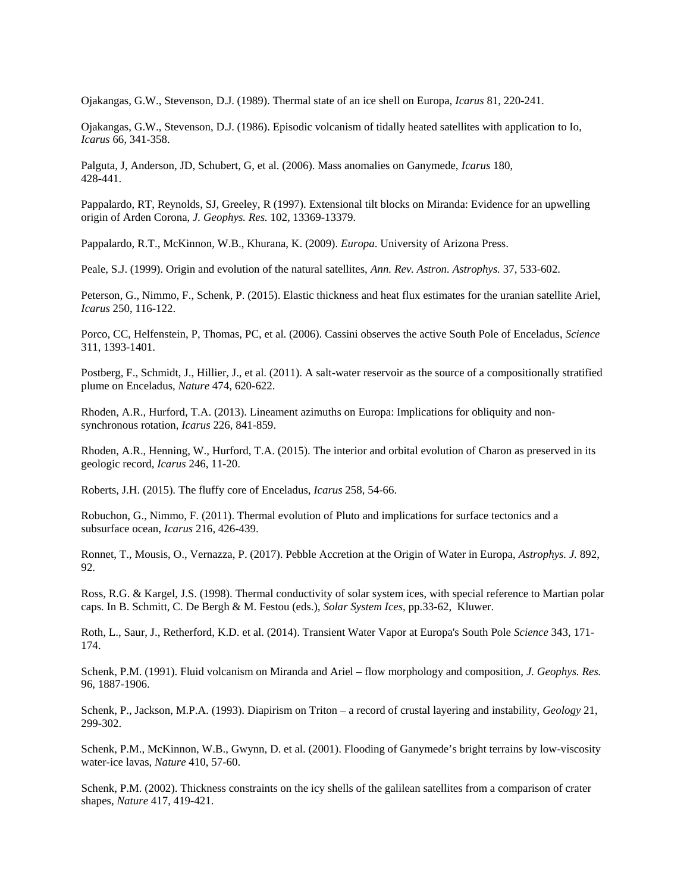Ojakangas, G.W., Stevenson, D.J. (1989). Thermal state of an ice shell on Europa, *Icarus* 81, 220-241.

Ojakangas, G.W., Stevenson, D.J. (1986). Episodic volcanism of tidally heated satellites with application to Io, *Icarus* 66, 341-358.

Palguta, J, Anderson, JD, Schubert, G, et al. (2006). Mass anomalies on Ganymede, *Icarus* 180, 428-441.

Pappalardo, RT, Reynolds, SJ, Greeley, R (1997). Extensional tilt blocks on Miranda: Evidence for an upwelling origin of Arden Corona, *J. Geophys. Res.* 102, 13369-13379.

Pappalardo, R.T., McKinnon, W.B., Khurana, K. (2009). *Europa*. University of Arizona Press.

Peale, S.J. (1999). Origin and evolution of the natural satellites, *Ann. Rev. Astron. Astrophys.* 37, 533-602.

Peterson, G., Nimmo, F., Schenk, P. (2015). Elastic thickness and heat flux estimates for the uranian satellite Ariel, *Icarus* 250, 116-122.

Porco, CC, Helfenstein, P, Thomas, PC, et al. (2006). Cassini observes the active South Pole of Enceladus, *Science* 311, 1393-1401.

Postberg, F., Schmidt, J., Hillier, J., et al. (2011). A salt-water reservoir as the source of a compositionally stratified plume on Enceladus, *Nature* 474, 620-622.

Rhoden, A.R., Hurford, T.A. (2013). Lineament azimuths on Europa: Implications for obliquity and non-synchronous rotation, *Icarus* 226, 841-859.

Rhoden, A.R., Henning, W., Hurford, T.A. (2015). The interior and orbital evolution of Charon as preserved in its geologic record, *Icarus* 246, 11-20.

Roberts, J.H. (2015). The fluffy core of Enceladus, *Icarus* 258, 54-66.

Robuchon, G., Nimmo, F. (2011). Thermal evolution of Pluto and implications for surface tectonics and a subsurface ocean, *Icarus* 216, 426-439.

Ronnet, T., Mousis, O., Vernazza, P. (2017). Pebble Accretion at the Origin of Water in Europa, *Astrophys. J.* 892, 92.

Ross, R.G. & Kargel, J.S. (1998). Thermal conductivity of solar system ices, with special reference to Martian polar caps. In B. Schmitt, C. De Bergh & M. Festou (eds.), *Solar System Ices*, pp.33-62, Kluwer.

Roth, L., Saur, J., Retherford, K.D. et al. (2014). Transient Water Vapor at Europa's South Pole *Science* 343, 171-174.

Schenk, P.M. (1991). Fluid volcanism on Miranda and Ariel – flow morphology and composition, *J. Geophys. Res.* 96, 1887-1906.

Schenk, P., Jackson, M.P.A. (1993). Diapirism on Triton – a record of crustal layering and instability, *Geology* 21, 299-302.

Schenk, P.M., McKinnon, W.B., Gwynn, D. et al. (2001). Flooding of Ganymede's bright terrains by low-viscosity water-ice lavas, *Nature* 410, 57-60.

Schenk, P.M. (2002). Thickness constraints on the icy shells of the galilean satellites from a comparison of crater shapes, *Nature* 417, 419-421.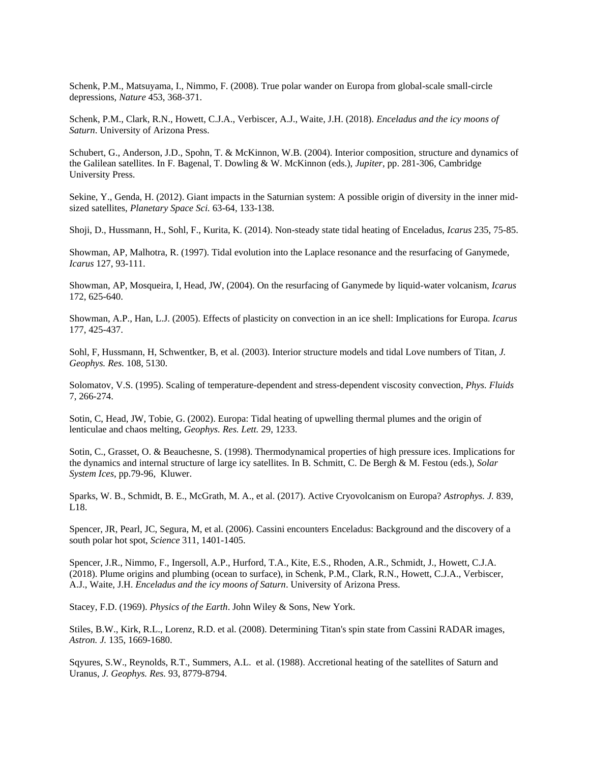Schenk, P.M., Matsuyama, I., Nimmo, F. (2008). True polar wander on Europa from global-scale small-circle depressions, *Nature* 453, 368-371.

Schenk, P.M., Clark, R.N., Howett, C.J.A., Verbiscer, A.J., Waite, J.H. (2018). *Enceladus and the icy moons of Saturn*. University of Arizona Press.

Schubert, G., Anderson, J.D., Spohn, T. & McKinnon, W.B. (2004). Interior composition, structure and dynamics of the Galilean satellites. In F. Bagenal, T. Dowling & W. McKinnon (eds.), *Jupiter*, pp. 281-306, Cambridge University Press.

Sekine, Y., Genda, H. (2012). Giant impacts in the Saturnian system: A possible origin of diversity in the inner mid-sized satellites, *Planetary Space Sci.* 63-64, 133-138.

Shoji, D., Hussmann, H., Sohl, F., Kurita, K. (2014). Non-steady state tidal heating of Enceladus, *Icarus* 235, 75-85.

Showman, AP, Malhotra, R. (1997). Tidal evolution into the Laplace resonance and the resurfacing of Ganymede, *Icarus* 127, 93-111.

Showman, AP, Mosqueira, I, Head, JW, (2004). On the resurfacing of Ganymede by liquid-water volcanism, *Icarus* 172, 625-640.

Showman, A.P., Han, L.J. (2005). Effects of plasticity on convection in an ice shell: Implications for Europa. *Icarus* 177, 425-437.

Sohl, F, Hussmann, H, Schwentker, B, et al. (2003). Interior structure models and tidal Love numbers of Titan, *J. Geophys. Res.* 108, 5130.

Solomatov, V.S. (1995). Scaling of temperature-dependent and stress-dependent viscosity convection, *Phys. Fluids* 7, 266-274.

Sotin, C, Head, JW, Tobie, G. (2002). Europa: Tidal heating of upwelling thermal plumes and the origin of lenticulae and chaos melting, *Geophys. Res. Lett.* 29, 1233.

Sotin, C., Grasset, O. & Beauchesne, S. (1998). Thermodynamical properties of high pressure ices. Implications for the dynamics and internal structure of large icy satellites. In B. Schmitt, C. De Bergh & M. Festou (eds.), *Solar System Ices*, pp.79-96, Kluwer.

Sparks, W. B., Schmidt, B. E., McGrath, M. A., et al. (2017). Active Cryovolcanism on Europa? *Astrophys. J.* 839, L18.

Spencer, JR, Pearl, JC, Segura, M, et al. (2006). Cassini encounters Enceladus: Background and the discovery of a south polar hot spot, *Science* 311, 1401-1405.

Spencer, J.R., Nimmo, F., Ingersoll, A.P., Hurford, T.A., Kite, E.S., Rhoden, A.R., Schmidt, J., Howett, C.J.A. (2018). Plume origins and plumbing (ocean to surface), in Schenk, P.M., Clark, R.N., Howett, C.J.A., Verbiscer, A.J., Waite, J.H. *Enceladus and the icy moons of Saturn*. University of Arizona Press.

Stacey, F.D. (1969). *Physics of the Earth*. John Wiley & Sons, New York.

Stiles, B.W., Kirk, R.L., Lorenz, R.D. et al. (2008). Determining Titan's spin state from Cassini RADAR images, *Astron. J.* 135, 1669-1680.

Sqyures, S.W., Reynolds, R.T., Summers, A.L. et al. (1988). Accretional heating of the satellites of Saturn and Uranus, *J. Geophys. Res.* 93, 8779-8794.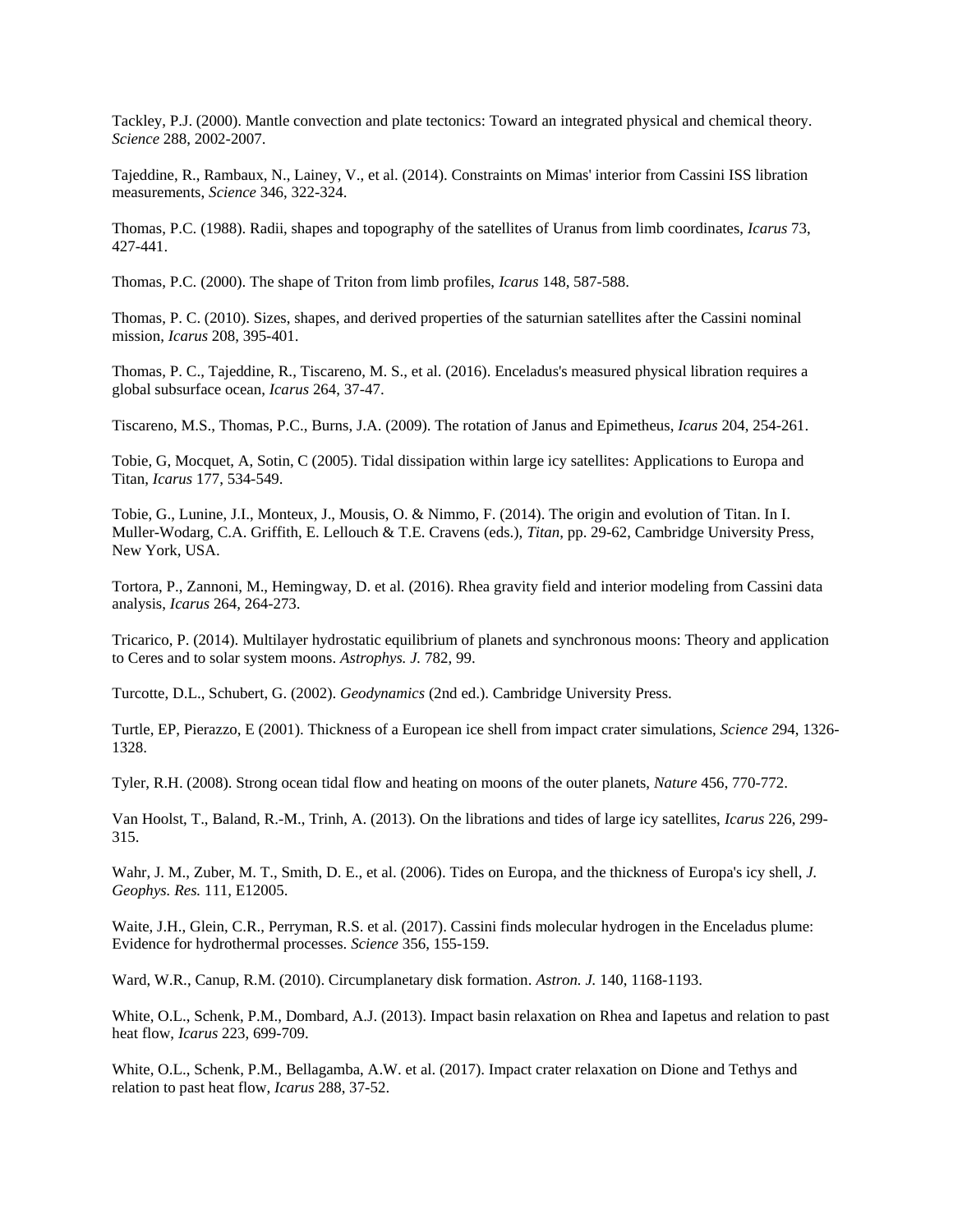Tackley, P.J. (2000). Mantle convection and plate tectonics: Toward an integrated physical and chemical theory. *Science* 288, 2002-2007.

Tajeddine, R., Rambaux, N., Lainey, V., et al. (2014). Constraints on Mimas' interior from Cassini ISS libration measurements, *Science* 346, 322-324.

Thomas, P.C. (1988). Radii, shapes and topography of the satellites of Uranus from limb coordinates, *Icarus* 73, 427-441.

Thomas, P.C. (2000). The shape of Triton from limb profiles, *Icarus* 148, 587-588.

Thomas, P. C. (2010). Sizes, shapes, and derived properties of the saturnian satellites after the Cassini nominal mission, *Icarus* 208, 395-401.

Thomas, P. C., Tajeddine, R., Tiscareno, M. S., et al. (2016). Enceladus's measured physical libration requires a global subsurface ocean, *Icarus* 264, 37-47.

Tiscareno, M.S., Thomas, P.C., Burns, J.A. (2009). The rotation of Janus and Epimetheus, *Icarus* 204, 254-261.

Tobie, G, Mocquet, A, Sotin, C (2005). Tidal dissipation within large icy satellites: Applications to Europa and Titan, *Icarus* 177, 534-549.

Tobie, G., Lunine, J.I., Monteux, J., Mousis, O. & Nimmo, F. (2014). The origin and evolution of Titan. In I. Muller-Wodarg, C.A. Griffith, E. Lellouch & T.E. Cravens (eds.), *Titan*, pp. 29-62, Cambridge University Press, New York, USA.

Tortora, P., Zannoni, M., Hemingway, D. et al. (2016). Rhea gravity field and interior modeling from Cassini data analysis, *Icarus* 264, 264-273.

Tricarico, P. (2014). Multilayer hydrostatic equilibrium of planets and synchronous moons: Theory and application to Ceres and to solar system moons. *Astrophys. J.* 782, 99.

Turcotte, D.L., Schubert, G. (2002). *Geodynamics* (2nd ed.). Cambridge University Press.

Turtle, EP, Pierazzo, E (2001). Thickness of a European ice shell from impact crater simulations, *Science* 294, 1326-1328.

Tyler, R.H. (2008). Strong ocean tidal flow and heating on moons of the outer planets, *Nature* 456, 770-772.

Van Hoolst, T., Baland, R.-M., Trinh, A. (2013). On the librations and tides of large icy satellites, *Icarus* 226, 299-315.

Wahr, J. M., Zuber, M. T., Smith, D. E., et al. (2006). Tides on Europa, and the thickness of Europa's icy shell, *J. Geophys. Res.* 111, E12005.

Waite, J.H., Glein, C.R., Perryman, R.S. et al. (2017). Cassini finds molecular hydrogen in the Enceladus plume: Evidence for hydrothermal processes. *Science* 356, 155-159.

Ward, W.R., Canup, R.M. (2010). Circumplanetary disk formation. *Astron. J.* 140, 1168-1193.

White, O.L., Schenk, P.M., Dombard, A.J. (2013). Impact basin relaxation on Rhea and Iapetus and relation to past heat flow, *Icarus* 223, 699-709.

White, O.L., Schenk, P.M., Bellagamba, A.W. et al. (2017). Impact crater relaxation on Dione and Tethys and relation to past heat flow, *Icarus* 288, 37-52.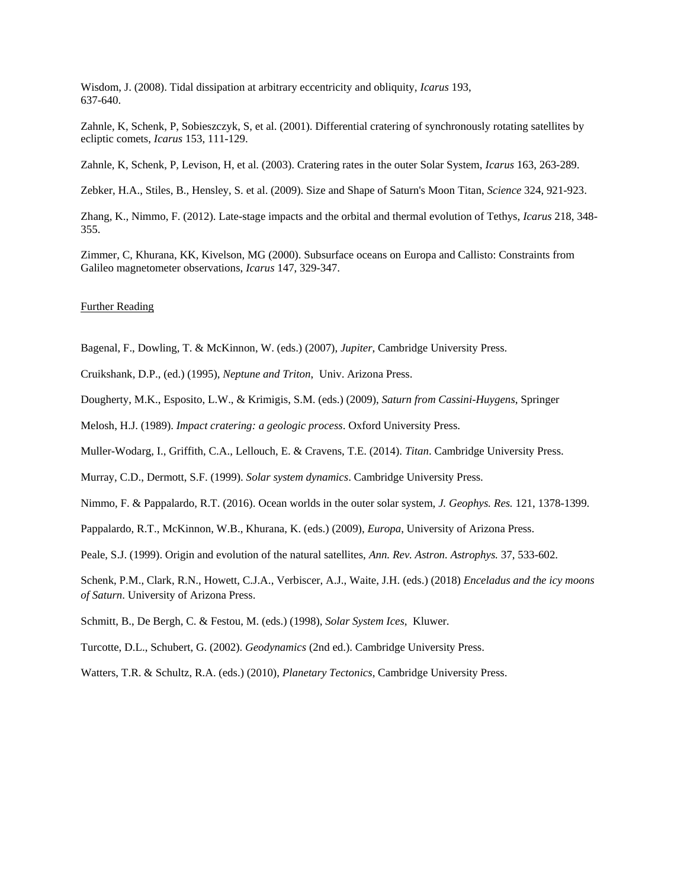Wisdom, J. (2008). Tidal dissipation at arbitrary eccentricity and obliquity, *Icarus* 193, 637-640.

Zahnle, K, Schenk, P, Sobieszczyk, S, et al. (2001). Differential cratering of synchronously rotating satellites by ecliptic comets, *Icarus* 153, 111-129.

Zahnle, K, Schenk, P, Levison, H, et al. (2003). Cratering rates in the outer Solar System, *Icarus* 163, 263-289.

Zebker, H.A., Stiles, B., Hensley, S. et al. (2009). Size and Shape of Saturn's Moon Titan, *Science* 324, 921-923.

Zhang, K., Nimmo, F. (2012). Late-stage impacts and the orbital and thermal evolution of Tethys, *Icarus* 218, 348-355.

Zimmer, C, Khurana, KK, Kivelson, MG (2000). Subsurface oceans on Europa and Callisto: Constraints from Galileo magnetometer observations, *Icarus* 147, 329-347.

Further Reading

Bagenal, F., Dowling, T. & McKinnon, W. (eds.) (2007), *Jupiter*, Cambridge University Press.

Cruikshank, D.P., (ed.) (1995), *Neptune and Triton*, Univ. Arizona Press.

Dougherty, M.K., Esposito, L.W., & Krimigis, S.M. (eds.) (2009), *Saturn from Cassini-Huygens*, Springer

Melosh, H.J. (1989). *Impact cratering: a geologic process*. Oxford University Press.

Muller-Wodarg, I., Griffith, C.A., Lellouch, E. & Cravens, T.E. (2014). *Titan*. Cambridge University Press.

Murray, C.D., Dermott, S.F. (1999). *Solar system dynamics*. Cambridge University Press.

Nimmo, F. & Pappalardo, R.T. (2016). Ocean worlds in the outer solar system, *J. Geophys. Res.* 121, 1378-1399.

Pappalardo, R.T., McKinnon, W.B., Khurana, K. (eds.) (2009), *Europa*, University of Arizona Press.

Peale, S.J. (1999). Origin and evolution of the natural satellites, *Ann. Rev. Astron. Astrophys.* 37, 533-602.

Schenk, P.M., Clark, R.N., Howett, C.J.A., Verbiscer, A.J., Waite, J.H. (eds.) (2018) *Enceladus and the icy moons of Saturn*. University of Arizona Press.

Schmitt, B., De Bergh, C. & Festou, M. (eds.) (1998), *Solar System Ices*, Kluwer.

Turcotte, D.L., Schubert, G. (2002). *Geodynamics* (2nd ed.). Cambridge University Press.

Watters, T.R. & Schultz, R.A. (eds.) (2010), *Planetary Tectonics*, Cambridge University Press.